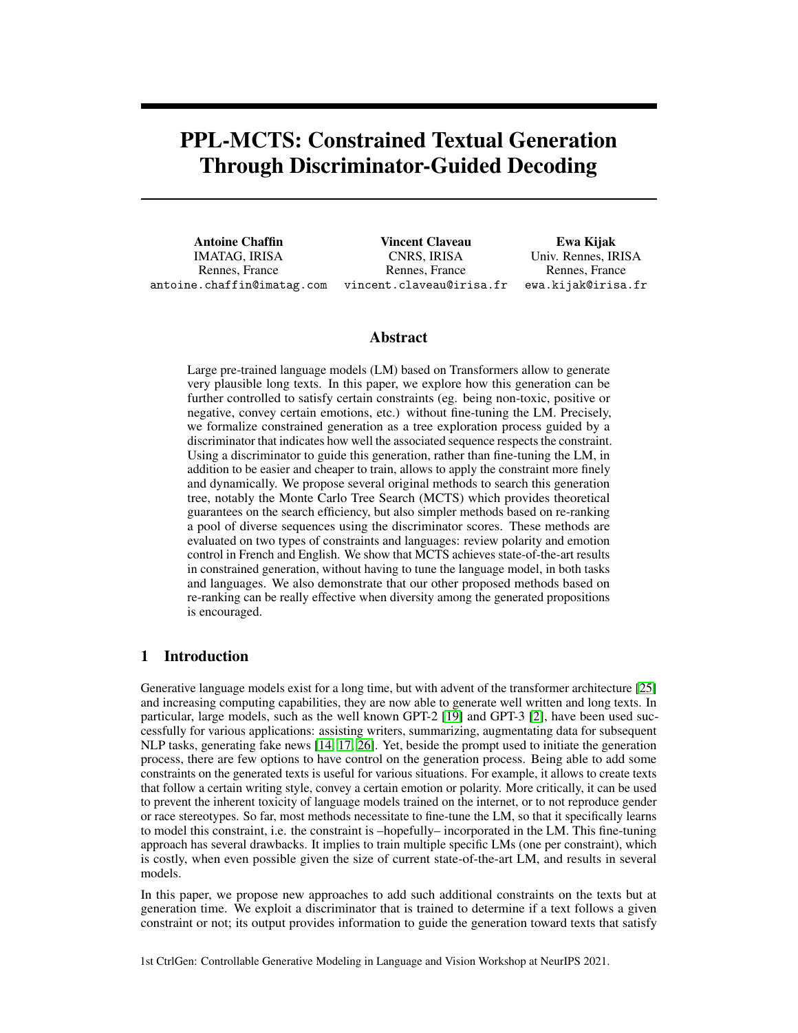# PPL-MCTS: Constrained Textual Generation Through Discriminator-Guided Decoding

**Antoine Chaffin**
IMATAG, IRISA
Rennes, France
antoine.chaffin@imatag.com

**Vincent Claveau**
CNRS, IRISA
Rennes, France
vincent.claveau@irisa.fr

**Ewa Kijak**
Univ. Rennes, IRISA
Rennes, France
ewa.kijak@irisa.fr

## Abstract

Large pre-trained language models (LM) based on Transformers allow to generate very plausible long texts. In this paper, we explore how this generation can be further controlled to satisfy certain constraints (eg. being non-toxic, positive or negative, convey certain emotions, etc.) without fine-tuning the LM. Precisely, we formalize constrained generation as a tree exploration process guided by a discriminator that indicates how well the associated sequence respects the constraint. Using a discriminator to guide this generation, rather than fine-tuning the LM, in addition to be easier and cheaper to train, allows to apply the constraint more finely and dynamically. We propose several original methods to search this generation tree, notably the Monte Carlo Tree Search (MCTS) which provides theoretical guarantees on the search efficiency, but also simpler methods based on re-ranking a pool of diverse sequences using the discriminator scores. These methods are evaluated on two types of constraints and languages: review polarity and emotion control in French and English. We show that MCTS achieves state-of-the-art results in constrained generation, without having to tune the language model, in both tasks and languages. We also demonstrate that our other proposed methods based on re-ranking can be really effective when diversity among the generated propositions is encouraged.

## 1 Introduction

Generative language models exist for a long time, but with advent of the transformer architecture [25] and increasing computing capabilities, they are now able to generate well written and long texts. In particular, large models, such as the well known GPT-2 [19] and GPT-3 [2], have been used successfully for various applications: assisting writers, summarizing, augmentating data for subsequent NLP tasks, generating fake news [14, 17, 26]. Yet, beside the prompt used to initiate the generation process, there are few options to have control on the generation process. Being able to add some constraints on the generated texts is useful for various situations. For example, it allows to create texts that follow a certain writing style, convey a certain emotion or polarity. More critically, it can be used to prevent the inherent toxicity of language models trained on the internet, or to not reproduce gender or race stereotypes. So far, most methods necessitate to fine-tune the LM, so that it specifically learns to model this constraint, i.e. the constraint is –hopefully– incorporated in the LM. This fine-tuning approach has several drawbacks. It implies to train multiple specific LMs (one per constraint), which is costly, when even possible given the size of current state-of-the-art LM, and results in several models.

In this paper, we propose new approaches to add such additional constraints on the texts but at generation time. We exploit a discriminator that is trained to determine if a text follows a given constraint or not; its output provides information to guide the generation toward texts that satisfy

1st CtrlGen: Controllable Generative Modeling in Language and Vision Workshop at NeurIPS 2021.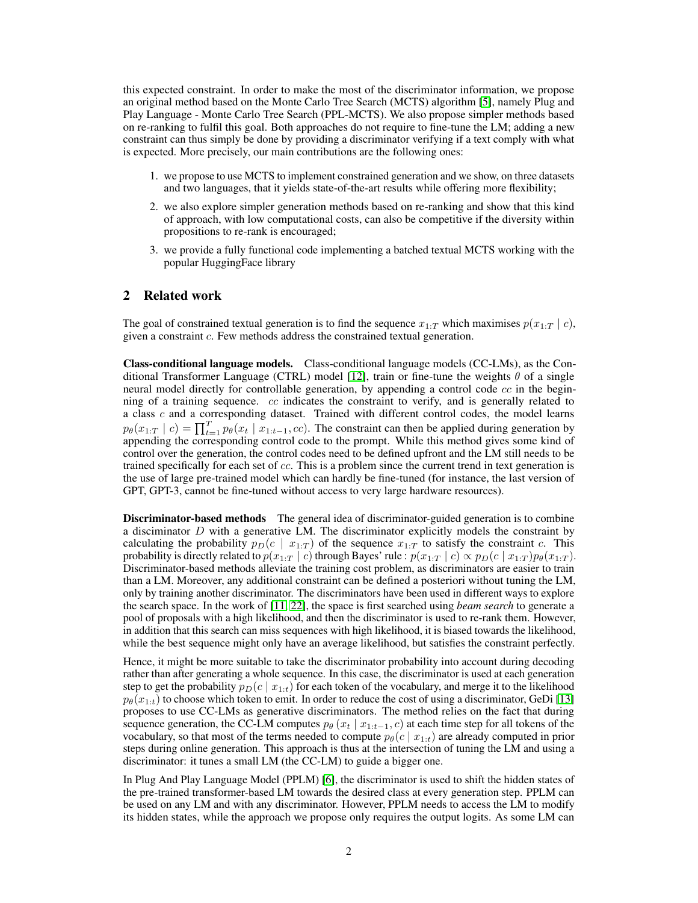this expected constraint. In order to make the most of the discriminator information, we propose an original method based on the Monte Carlo Tree Search (MCTS) algorithm [5], namely Plug and Play Language - Monte Carlo Tree Search (PPL-MCTS). We also propose simpler methods based on re-ranking to fulfil this goal. Both approaches do not require to fine-tune the LM; adding a new constraint can thus simply be done by providing a discriminator verifying if a text comply with what is expected. More precisely, our main contributions are the following ones:

1. we propose to use MCTS to implement constrained generation and we show, on three datasets and two languages, that it yields state-of-the-art results while offering more flexibility;
2. we also explore simpler generation methods based on re-ranking and show that this kind of approach, with low computational costs, can also be competitive if the diversity within propositions to re-rank is encouraged;
3. we provide a fully functional code implementing a batched textual MCTS working with the popular HuggingFace library

## 2 Related work

The goal of constrained textual generation is to find the sequence $x_{1:T}$ which maximises $p(x_{1:T} \mid c)$, given a constraint $c$. Few methods address the constrained textual generation.

**Class-conditional language models.** Class-conditional language models (CC-LMs), as the Conditional Transformer Language (CTRL) model [12], train or fine-tune the weights $\theta$ of a single neural model directly for controllable generation, by appending a control code $cc$ in the beginning of a training sequence. $cc$ indicates the constraint to verify, and is generally related to a class $c$ and a corresponding dataset. Trained with different control codes, the model learns $p_\theta(x_{1:T} \mid c) = \prod_{t=1}^{T} p_\theta(x_t \mid x_{1:t-1}, cc)$. The constraint can then be applied during generation by appending the corresponding control code to the prompt. While this method gives some kind of control over the generation, the control codes need to be defined upfront and the LM still needs to be trained specifically for each set of $cc$. This is a problem since the current trend in text generation is the use of large pre-trained model which can hardly be fine-tuned (for instance, the last version of GPT, GPT-3, cannot be fine-tuned without access to very large hardware resources).

**Discriminator-based methods** The general idea of discriminator-guided generation is to combine a discriminator $D$ with a generative LM. The discriminator explicitly models the constraint by calculating the probability $p_D(c \mid x_{1:T})$ of the sequence $x_{1:T}$ to satisfy the constraint $c$. This probability is directly related to $p(x_{1:T} \mid c)$ through Bayes' rule : $p(x_{1:T} \mid c) \propto p_D(c \mid x_{1:T}) p_\theta(x_{1:T})$. Discriminator-based methods alleviate the training cost problem, as discriminators are easier to train than a LM. Moreover, any additional constraint can be defined a posteriori without tuning the LM, only by training another discriminator. The discriminators have been used in different ways to explore the search space. In the work of [11, 22], the space is first searched using *beam search* to generate a pool of proposals with a high likelihood, and then the discriminator is used to re-rank them. However, in addition that this search can miss sequences with high likelihood, it is biased towards the likelihood, while the best sequence might only have an average likelihood, but satisfies the constraint perfectly.

Hence, it might be more suitable to take the discriminator probability into account during decoding rather than after generating a whole sequence. In this case, the discriminator is used at each generation step to get the probability $p_D(c \mid x_{1:t})$ for each token of the vocabulary, and merge it to the likelihood $p_\theta(x_{1:t})$ to choose which token to emit. In order to reduce the cost of using a discriminator, GeDi [13] proposes to use CC-LMs as generative discriminators. The method relies on the fact that during sequence generation, the CC-LM computes $p_\theta(x_t \mid x_{1:t-1}, c)$ at each time step for all tokens of the vocabulary, so that most of the terms needed to compute $p_\theta(c \mid x_{1:t})$ are already computed in prior steps during online generation. This approach is thus at the intersection of tuning the LM and using a discriminator: it tunes a small LM (the CC-LM) to guide a bigger one.

In Plug And Play Language Model (PPLM) [6], the discriminator is used to shift the hidden states of the pre-trained transformer-based LM towards the desired class at every generation step. PPLM can be used on any LM and with any discriminator. However, PPLM needs to access the LM to modify its hidden states, while the approach we propose only requires the output logits. As some LM can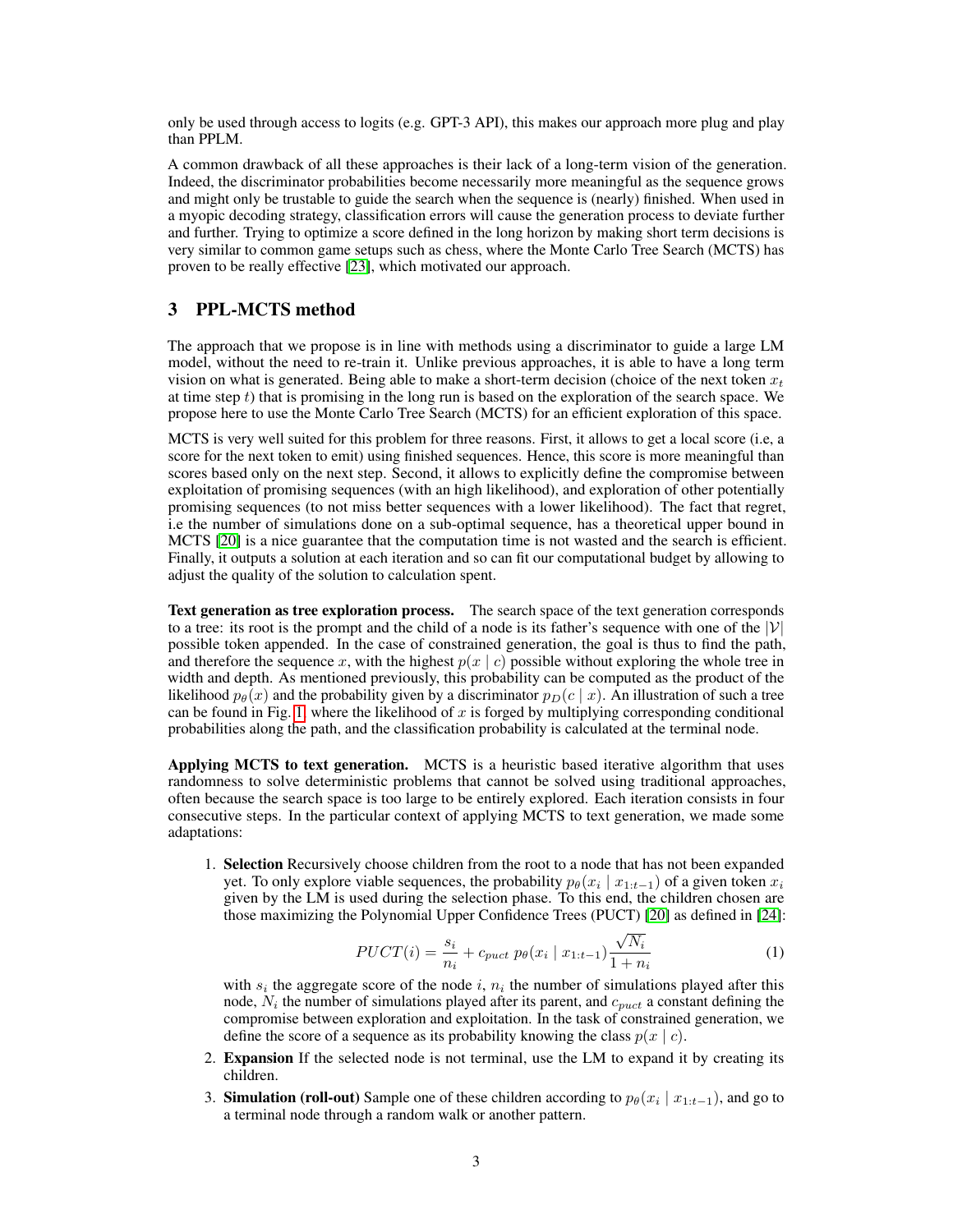only be used through access to logits (e.g. GPT-3 API), this makes our approach more plug and play than PPLM.

A common drawback of all these approaches is their lack of a long-term vision of the generation. Indeed, the discriminator probabilities become necessarily more meaningful as the sequence grows and might only be trustable to guide the search when the sequence is (nearly) finished. When used in a myopic decoding strategy, classification errors will cause the generation process to deviate further and further. Trying to optimize a score defined in the long horizon by making short term decisions is very similar to common game setups such as chess, where the Monte Carlo Tree Search (MCTS) has proven to be really effective [23], which motivated our approach.

## 3 PPL-MCTS method

The approach that we propose is in line with methods using a discriminator to guide a large LM model, without the need to re-train it. Unlike previous approaches, it is able to have a long term vision on what is generated. Being able to make a short-term decision (choice of the next token $x_t$ at time step $t$) that is promising in the long run is based on the exploration of the search space. We propose here to use the Monte Carlo Tree Search (MCTS) for an efficient exploration of this space.

MCTS is very well suited for this problem for three reasons. First, it allows to get a local score (i.e, a score for the next token to emit) using finished sequences. Hence, this score is more meaningful than scores based only on the next step. Second, it allows to explicitly define the compromise between exploitation of promising sequences (with an high likelihood), and exploration of other potentially promising sequences (to not miss better sequences with a lower likelihood). The fact that regret, i.e the number of simulations done on a sub-optimal sequence, has a theoretical upper bound in MCTS [20] is a nice guarantee that the computation time is not wasted and the search is efficient. Finally, it outputs a solution at each iteration and so can fit our computational budget by allowing to adjust the quality of the solution to calculation spent.

**Text generation as tree exploration process.** The search space of the text generation corresponds to a tree: its root is the prompt and the child of a node is its father's sequence with one of the $|\mathcal{V}|$ possible token appended. In the case of constrained generation, the goal is thus to find the path, and therefore the sequence $x$, with the highest $p(x \mid c)$ possible without exploring the whole tree in width and depth. As mentioned previously, this probability can be computed as the product of the likelihood $p_\theta(x)$ and the probability given by a discriminator $p_D(c \mid x)$. An illustration of such a tree can be found in Fig. 1, where the likelihood of $x$ is forged by multiplying corresponding conditional probabilities along the path, and the classification probability is calculated at the terminal node.

**Applying MCTS to text generation.** MCTS is a heuristic based iterative algorithm that uses randomness to solve deterministic problems that cannot be solved using traditional approaches, often because the search space is too large to be entirely explored. Each iteration consists in four consecutive steps. In the particular context of applying MCTS to text generation, we made some adaptations:

1. **Selection** Recursively choose children from the root to a node that has not been expanded yet. To only explore viable sequences, the probability $p_\theta(x_i \mid x_{1:t-1})$ of a given token $x_i$ given by the LM is used during the selection phase. To this end, the children chosen are those maximizing the Polynomial Upper Confidence Trees (PUCT) [20] as defined in [24]:

$$PUCT(i) = \frac{s_i}{n_i} + c_{puct}\, p_\theta(x_i \mid x_{1:t-1}) \frac{\sqrt{N_i}}{1 + n_i} \tag{1}$$

   with $s_i$ the aggregate score of the node $i$, $n_i$ the number of simulations played after this node, $N_i$ the number of simulations played after its parent, and $c_{puct}$ a constant defining the compromise between exploration and exploitation. In the task of constrained generation, we define the score of a sequence as its probability knowing the class $p(x \mid c)$.

2. **Expansion** If the selected node is not terminal, use the LM to expand it by creating its children.

3. **Simulation (roll-out)** Sample one of these children according to $p_\theta(x_i \mid x_{1:t-1})$, and go to a terminal node through a random walk or another pattern.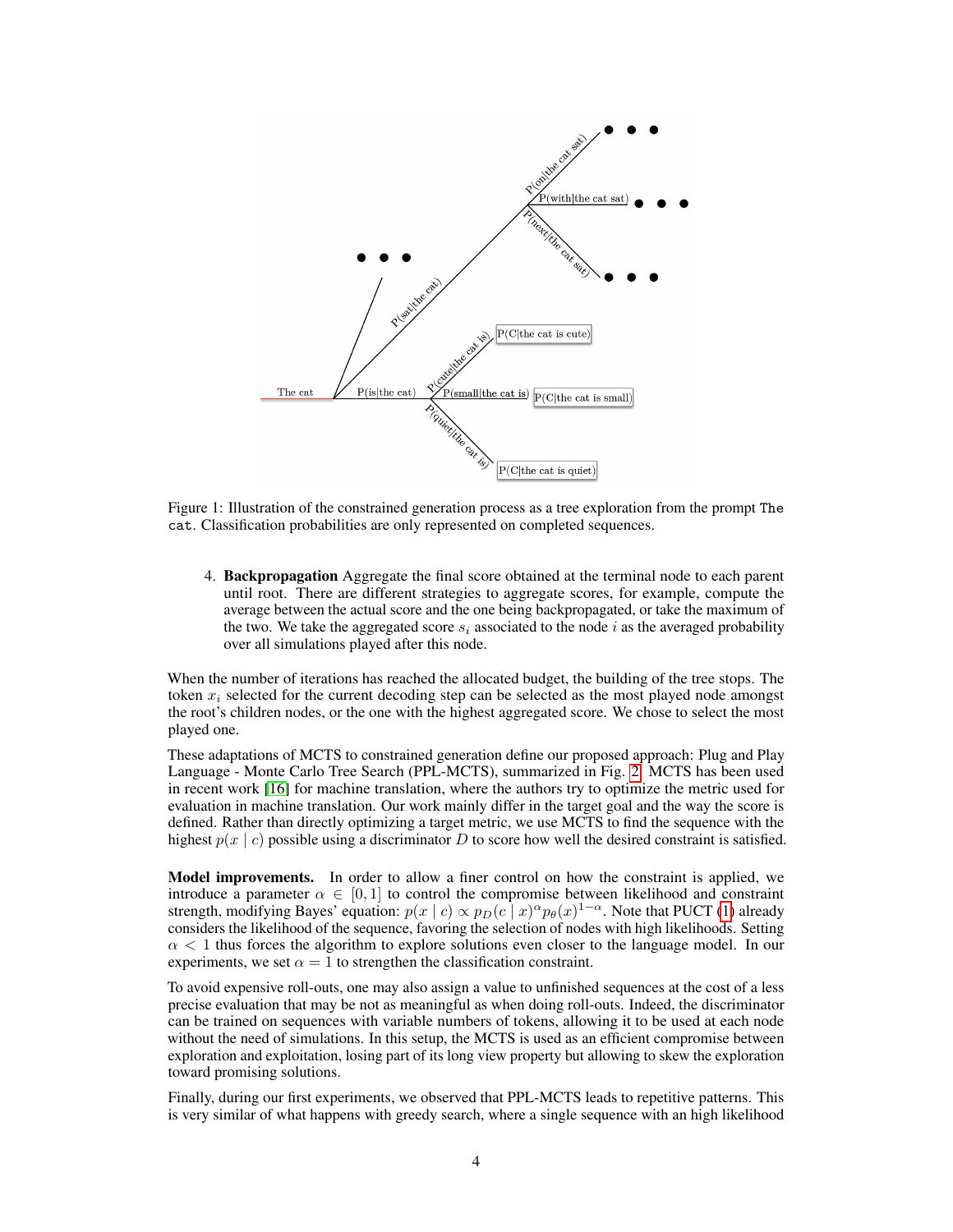Figure 1: Illustration of the constrained generation process as a tree exploration from the prompt `The cat`. Classification probabilities are only represented on completed sequences.

4. **Backpropagation** Aggregate the final score obtained at the terminal node to each parent until root. There are different strategies to aggregate scores, for example, compute the average between the actual score and the one being backpropagated, or take the maximum of the two. We take the aggregated score $s_i$ associated to the node $i$ as the averaged probability over all simulations played after this node.

When the number of iterations has reached the allocated budget, the building of the tree stops. The token $x_i$ selected for the current decoding step can be selected as the most played node amongst the root's children nodes, or the one with the highest aggregated score. We chose to select the most played one.

These adaptations of MCTS to constrained generation define our proposed approach: Plug and Play Language - Monte Carlo Tree Search (PPL-MCTS), summarized in Fig. 2. MCTS has been used in recent work [16] for machine translation, where the authors try to optimize the metric used for evaluation in machine translation. Our work mainly differ in the target goal and the way the score is defined. Rather than directly optimizing a target metric, we use MCTS to find the sequence with the highest $p(x \mid c)$ possible using a discriminator $D$ to score how well the desired constraint is satisfied.

**Model improvements.** In order to allow a finer control on how the constraint is applied, we introduce a parameter $\alpha \in [0, 1]$ to control the compromise between likelihood and constraint strength, modifying Bayes' equation: $p(x \mid c) \propto p_D(c \mid x)^{\alpha} p_{\theta}(x)^{1-\alpha}$. Note that PUCT (1) already considers the likelihood of the sequence, favoring the selection of nodes with high likelihoods. Setting $\alpha < 1$ thus forces the algorithm to explore solutions even closer to the language model. In our experiments, we set $\alpha = 1$ to strengthen the classification constraint.

To avoid expensive roll-outs, one may also assign a value to unfinished sequences at the cost of a less precise evaluation that may be not as meaningful as when doing roll-outs. Indeed, the discriminator can be trained on sequences with variable numbers of tokens, allowing it to be used at each node without the need of simulations. In this setup, the MCTS is used as an efficient compromise between exploration and exploitation, losing part of its long view property but allowing to skew the exploration toward promising solutions.

Finally, during our first experiments, we observed that PPL-MCTS leads to repetitive patterns. This is very similar of what happens with greedy search, where a single sequence with an high likelihood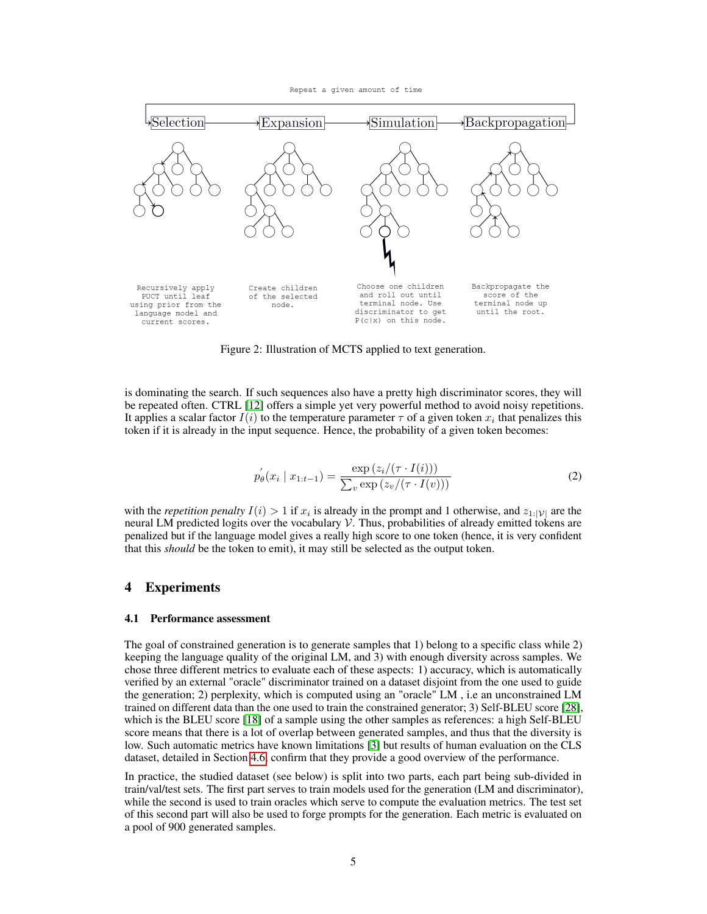Repeat a given amount of time

Selection → Expansion → Simulation → Backpropagation

Recursively apply PUCT until leaf using prior from the language model and current scores.

Create children of the selected node.

Choose one children and roll out until terminal node. Use discriminator to get P(c|x) on this node.

Backpropagate the score of the terminal node up until the root.

Figure 2: Illustration of MCTS applied to text generation.

is dominating the search. If such sequences also have a pretty high discriminator scores, they will be repeated often. CTRL [12] offers a simple yet very powerful method to avoid noisy repetitions. It applies a scalar factor $I(i)$ to the temperature parameter $\tau$ of a given token $x_i$ that penalizes this token if it is already in the input sequence. Hence, the probability of a given token becomes:

$$p'_\theta(x_i \mid x_{1:t-1}) = \frac{\exp\left(z_i/(\tau \cdot I(i))\right)}{\sum_v \exp\left(z_v/(\tau \cdot I(v))\right)} \tag{2}$$

with the *repetition penalty* $I(i) > 1$ if $x_i$ is already in the prompt and 1 otherwise, and $z_{1:|\mathcal{V}|}$ are the neural LM predicted logits over the vocabulary $\mathcal{V}$. Thus, probabilities of already emitted tokens are penalized but if the language model gives a really high score to one token (hence, it is very confident that this *should* be the token to emit), it may still be selected as the output token.

# 4 Experiments

## 4.1 Performance assessment

The goal of constrained generation is to generate samples that 1) belong to a specific class while 2) keeping the language quality of the original LM, and 3) with enough diversity across samples. We chose three different metrics to evaluate each of these aspects: 1) accuracy, which is automatically verified by an external "oracle" discriminator trained on a dataset disjoint from the one used to guide the generation; 2) perplexity, which is computed using an "oracle" LM , i.e an unconstrained LM trained on different data than the one used to train the constrained generator; 3) Self-BLEU score [28], which is the BLEU score [18] of a sample using the other samples as references: a high Self-BLEU score means that there is a lot of overlap between generated samples, and thus that the diversity is low. Such automatic metrics have known limitations [3] but results of human evaluation on the CLS dataset, detailed in Section 4.6, confirm that they provide a good overview of the performance.

In practice, the studied dataset (see below) is split into two parts, each part being sub-divided in train/val/test sets. The first part serves to train models used for the generation (LM and discriminator), while the second is used to train oracles which serve to compute the evaluation metrics. The test set of this second part will also be used to forge prompts for the generation. Each metric is evaluated on a pool of 900 generated samples.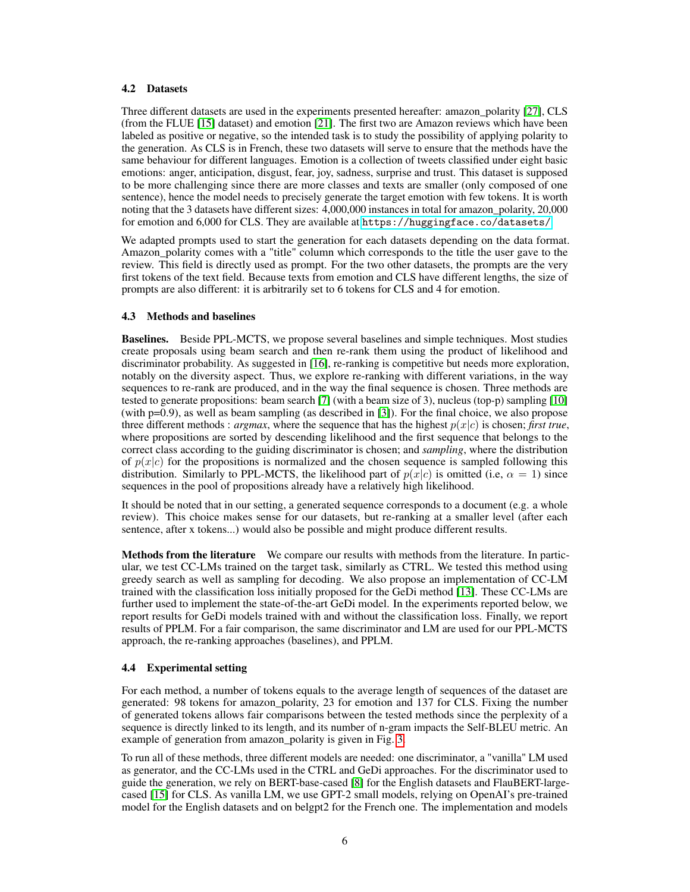### 4.2 Datasets

Three different datasets are used in the experiments presented hereafter: amazon_polarity [27], CLS (from the FLUE [15] dataset) and emotion [21]. The first two are Amazon reviews which have been labeled as positive or negative, so the intended task is to study the possibility of applying polarity to the generation. As CLS is in French, these two datasets will serve to ensure that the methods have the same behaviour for different languages. Emotion is a collection of tweets classified under eight basic emotions: anger, anticipation, disgust, fear, joy, sadness, surprise and trust. This dataset is supposed to be more challenging since there are more classes and texts are smaller (only composed of one sentence), hence the model needs to precisely generate the target emotion with few tokens. It is worth noting that the 3 datasets have different sizes: 4,000,000 instances in total for amazon_polarity, 20,000 for emotion and 6,000 for CLS. They are available at `https://huggingface.co/datasets/`

We adapted prompts used to start the generation for each datasets depending on the data format. Amazon_polarity comes with a "title" column which corresponds to the title the user gave to the review. This field is directly used as prompt. For the two other datasets, the prompts are the very first tokens of the text field. Because texts from emotion and CLS have different lengths, the size of prompts are also different: it is arbitrarily set to 6 tokens for CLS and 4 for emotion.

### 4.3 Methods and baselines

**Baselines.** Beside PPL-MCTS, we propose several baselines and simple techniques. Most studies create proposals using beam search and then re-rank them using the product of likelihood and discriminator probability. As suggested in [16], re-ranking is competitive but needs more exploration, notably on the diversity aspect. Thus, we explore re-ranking with different variations, in the way sequences to re-rank are produced, and in the way the final sequence is chosen. Three methods are tested to generate propositions: beam search [7] (with a beam size of 3), nucleus (top-p) sampling [10] (with p=0.9), as well as beam sampling (as described in [3]). For the final choice, we also propose three different methods : *argmax*, where the sequence that has the highest $p(x|c)$ is chosen; *first true*, where propositions are sorted by descending likelihood and the first sequence that belongs to the correct class according to the guiding discriminator is chosen; and *sampling*, where the distribution of $p(x|c)$ for the propositions is normalized and the chosen sequence is sampled following this distribution. Similarly to PPL-MCTS, the likelihood part of $p(x|c)$ is omitted (i.e, $\alpha = 1$) since sequences in the pool of propositions already have a relatively high likelihood.

It should be noted that in our setting, a generated sequence corresponds to a document (e.g. a whole review). This choice makes sense for our datasets, but re-ranking at a smaller level (after each sentence, after x tokens...) would also be possible and might produce different results.

**Methods from the literature** We compare our results with methods from the literature. In particular, we test CC-LMs trained on the target task, similarly as CTRL. We tested this method using greedy search as well as sampling for decoding. We also propose an implementation of CC-LM trained with the classification loss initially proposed for the GeDi method [13]. These CC-LMs are further used to implement the state-of-the-art GeDi model. In the experiments reported below, we report results for GeDi models trained with and without the classification loss. Finally, we report results of PPLM. For a fair comparison, the same discriminator and LM are used for our PPL-MCTS approach, the re-ranking approaches (baselines), and PPLM.

### 4.4 Experimental setting

For each method, a number of tokens equals to the average length of sequences of the dataset are generated: 98 tokens for amazon_polarity, 23 for emotion and 137 for CLS. Fixing the number of generated tokens allows fair comparisons between the tested methods since the perplexity of a sequence is directly linked to its length, and its number of n-gram impacts the Self-BLEU metric. An example of generation from amazon_polarity is given in Fig. 3.

To run all of these methods, three different models are needed: one discriminator, a "vanilla" LM used as generator, and the CC-LMs used in the CTRL and GeDi approaches. For the discriminator used to guide the generation, we rely on BERT-base-cased [8] for the English datasets and FlauBERT-large-cased [15] for CLS. As vanilla LM, we use GPT-2 small models, relying on OpenAI's pre-trained model for the English datasets and on belgpt2 for the French one. The implementation and models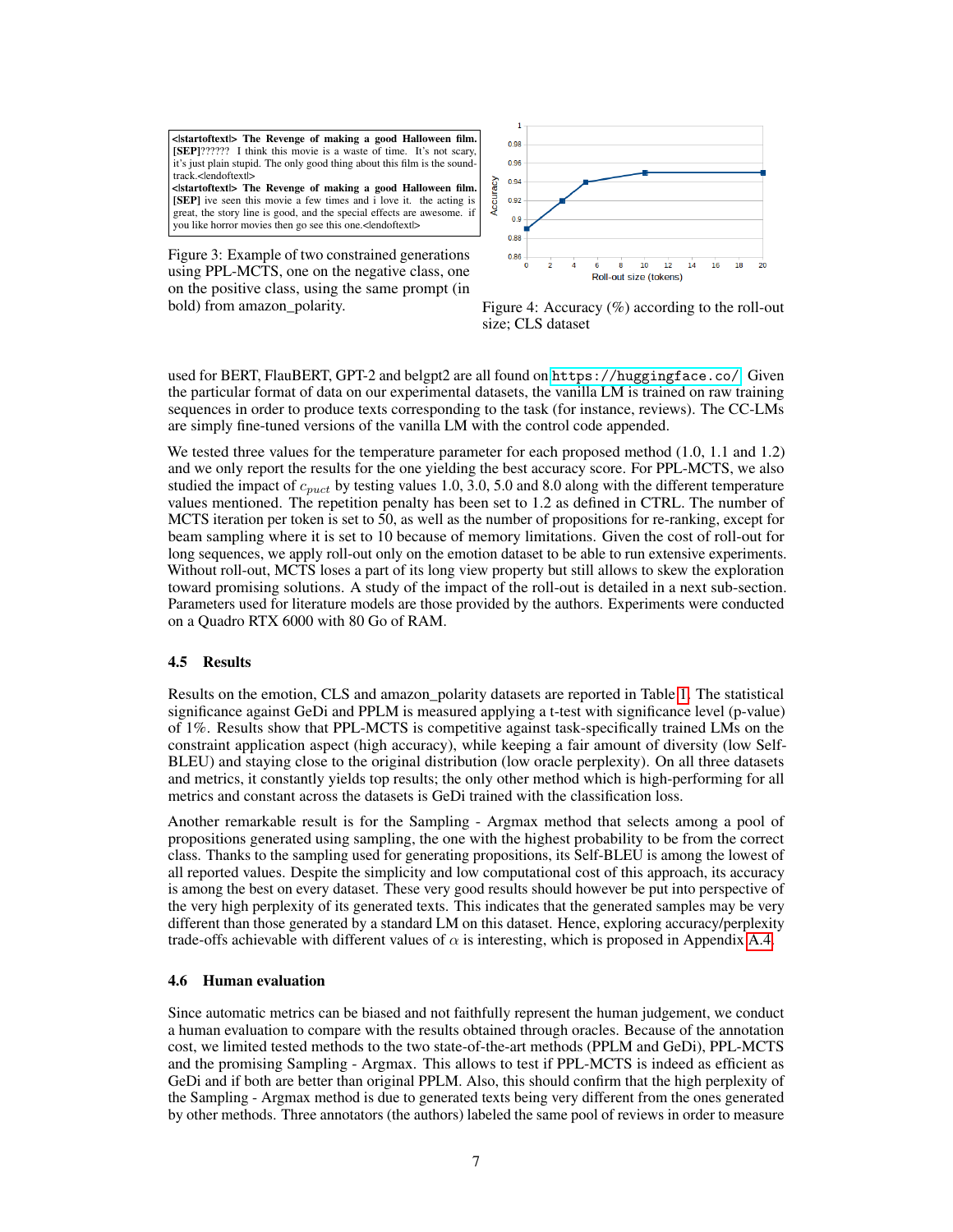**<|startoftext|> The Revenge of making a good Halloween film. [SEP]**?????? I think this movie is a waste of time. It's not scary, it's just plain stupid. The only good thing about this film is the soundtrack.<|endoftext|>
**<|startoftext|> The Revenge of making a good Halloween film. [SEP]** ive seen this movie a few times and i love it. the acting is great, the story line is good, and the special effects are awesome. if you like horror movies then go see this one.<|endoftext|>

Figure 3: Example of two constrained generations using PPL-MCTS, one on the negative class, one on the positive class, using the same prompt (in bold) from amazon_polarity.

Figure 4: Accuracy (%) according to the roll-out size; CLS dataset

used for BERT, FlauBERT, GPT-2 and belgpt2 are all found on https://huggingface.co/. Given the particular format of data on our experimental datasets, the vanilla LM is trained on raw training sequences in order to produce texts corresponding to the task (for instance, reviews). The CC-LMs are simply fine-tuned versions of the vanilla LM with the control code appended.

We tested three values for the temperature parameter for each proposed method (1.0, 1.1 and 1.2) and we only report the results for the one yielding the best accuracy score. For PPL-MCTS, we also studied the impact of $c_{puct}$ by testing values 1.0, 3.0, 5.0 and 8.0 along with the different temperature values mentioned. The repetition penalty has been set to 1.2 as defined in CTRL. The number of MCTS iteration per token is set to 50, as well as the number of propositions for re-ranking, except for beam sampling where it is set to 10 because of memory limitations. Given the cost of roll-out for long sequences, we apply roll-out only on the emotion dataset to be able to run extensive experiments. Without roll-out, MCTS loses a part of its long view property but still allows to skew the exploration toward promising solutions. A study of the impact of the roll-out is detailed in a next sub-section. Parameters used for literature models are those provided by the authors. Experiments were conducted on a Quadro RTX 6000 with 80 Go of RAM.

### 4.5 Results

Results on the emotion, CLS and amazon_polarity datasets are reported in Table 1. The statistical significance against GeDi and PPLM is measured applying a t-test with significance level (p-value) of 1%. Results show that PPL-MCTS is competitive against task-specifically trained LMs on the constraint application aspect (high accuracy), while keeping a fair amount of diversity (low Self-BLEU) and staying close to the original distribution (low oracle perplexity). On all three datasets and metrics, it constantly yields top results; the only other method which is high-performing for all metrics and constant across the datasets is GeDi trained with the classification loss.

Another remarkable result is for the Sampling - Argmax method that selects among a pool of propositions generated using sampling, the one with the highest probability to be from the correct class. Thanks to the sampling used for generating propositions, its Self-BLEU is among the lowest of all reported values. Despite the simplicity and low computational cost of this approach, its accuracy is among the best on every dataset. These very good results should however be put into perspective of the very high perplexity of its generated texts. This indicates that the generated samples may be very different than those generated by a standard LM on this dataset. Hence, exploring accuracy/perplexity trade-offs achievable with different values of $\alpha$ is interesting, which is proposed in Appendix A.4.

### 4.6 Human evaluation

Since automatic metrics can be biased and not faithfully represent the human judgement, we conduct a human evaluation to compare with the results obtained through oracles. Because of the annotation cost, we limited tested methods to the two state-of-the-art methods (PPLM and GeDi), PPL-MCTS and the promising Sampling - Argmax. This allows to test if PPL-MCTS is indeed as efficient as GeDi and if both are better than original PPLM. Also, this should confirm that the high perplexity of the Sampling - Argmax method is due to generated texts being very different from the ones generated by other methods. Three annotators (the authors) labeled the same pool of reviews in order to measure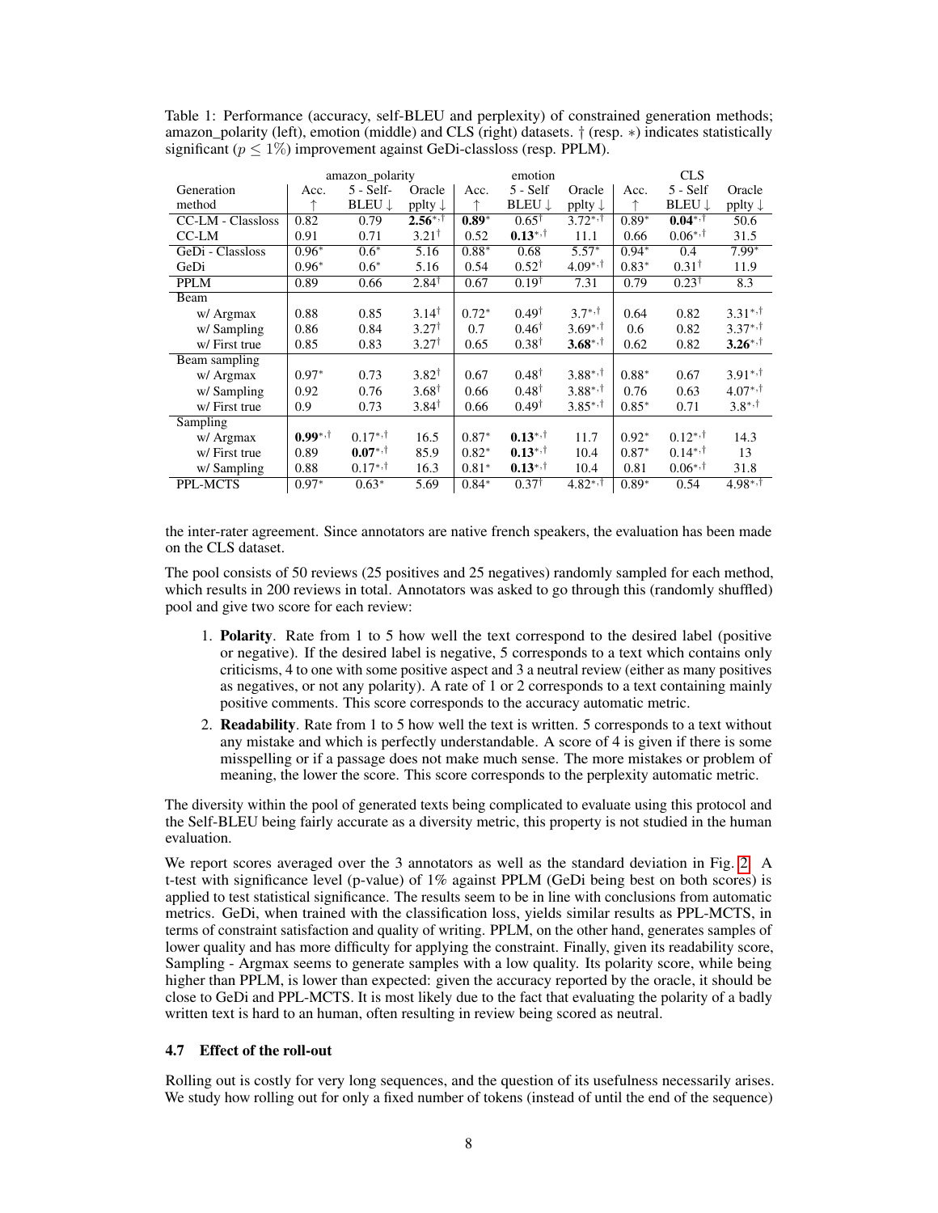Table 1: Performance (accuracy, self-BLEU and perplexity) of constrained generation methods; amazon_polarity (left), emotion (middle) and CLS (right) datasets. † (resp. ∗) indicates statistically significant ($p \leq 1\%$) improvement against GeDi-classloss (resp. PPLM).

| | amazon_polarity | | | emotion | | | CLS | | |
|---|---|---|---|---|---|---|---|---|---|
| Generation method | Acc. ↑ | 5 - Self-BLEU ↓ | Oracle pplty ↓ | Acc. ↑ | 5 - Self BLEU ↓ | Oracle pplty ↓ | Acc. ↑ | 5 - Self BLEU ↓ | Oracle pplty ↓ |
| CC-LM - Classloss | 0.82 | 0.79 | **2.56**$^{*,\dagger}$ | **0.89**$^{*}$ | 0.65$^{\dagger}$ | 3.72$^{*,\dagger}$ | 0.89$^{*}$ | **0.04**$^{*,\dagger}$ | 50.6 |
| CC-LM | 0.91 | 0.71 | 3.21$^{\dagger}$ | 0.52 | **0.13**$^{*,\dagger}$ | 11.1 | 0.66 | 0.06$^{*,\dagger}$ | 31.5 |
| GeDi - Classloss | 0.96$^{*}$ | 0.6$^{*}$ | 5.16 | 0.88$^{*}$ | 0.68 | 5.57$^{*}$ | 0.94$^{*}$ | 0.4 | 7.99$^{*}$ |
| GeDi | 0.96$^{*}$ | 0.6$^{*}$ | 5.16 | 0.54 | 0.52$^{\dagger}$ | 4.09$^{*,\dagger}$ | 0.83$^{*}$ | 0.31$^{\dagger}$ | 11.9 |
| PPLM | 0.89 | 0.66 | 2.84$^{\dagger}$ | 0.67 | 0.19$^{\dagger}$ | 7.31 | 0.79 | 0.23$^{\dagger}$ | 8.3 |
| Beam | | | | | | | | | |
| w/ Argmax | 0.88 | 0.85 | 3.14$^{\dagger}$ | 0.72$^{*}$ | 0.49$^{\dagger}$ | 3.7$^{*,\dagger}$ | 0.64 | 0.82 | 3.31$^{*,\dagger}$ |
| w/ Sampling | 0.86 | 0.84 | 3.27$^{\dagger}$ | 0.7 | 0.46$^{\dagger}$ | 3.69$^{*,\dagger}$ | 0.6 | 0.82 | 3.37$^{*,\dagger}$ |
| w/ First true | 0.85 | 0.83 | 3.27$^{\dagger}$ | 0.65 | 0.38$^{\dagger}$ | **3.68**$^{*,\dagger}$ | 0.62 | 0.82 | **3.26**$^{*,\dagger}$ |
| Beam sampling | | | | | | | | | |
| w/ Argmax | 0.97$^{*}$ | 0.73 | 3.82$^{\dagger}$ | 0.67 | 0.48$^{\dagger}$ | 3.88$^{*,\dagger}$ | 0.88$^{*}$ | 0.67 | 3.91$^{*,\dagger}$ |
| w/ Sampling | 0.92 | 0.76 | 3.68$^{\dagger}$ | 0.66 | 0.48$^{\dagger}$ | 3.88$^{*,\dagger}$ | 0.76 | 0.63 | 4.07$^{*,\dagger}$ |
| w/ First true | 0.9 | 0.73 | 3.84$^{\dagger}$ | 0.66 | 0.49$^{\dagger}$ | 3.85$^{*,\dagger}$ | 0.85$^{*}$ | 0.71 | 3.8$^{*,\dagger}$ |
| Sampling | | | | | | | | | |
| w/ Argmax | **0.99**$^{*,\dagger}$ | 0.17$^{*,\dagger}$ | 16.5 | 0.87$^{*}$ | **0.13**$^{*,\dagger}$ | 11.7 | 0.92$^{*}$ | 0.12$^{*,\dagger}$ | 14.3 |
| w/ First true | 0.89 | **0.07**$^{*,\dagger}$ | 85.9 | 0.82$^{*}$ | **0.13**$^{*,\dagger}$ | 10.4 | 0.87$^{*}$ | 0.14$^{*,\dagger}$ | 13 |
| w/ Sampling | 0.88 | 0.17$^{*,\dagger}$ | 16.3 | 0.81$^{*}$ | **0.13**$^{*,\dagger}$ | 10.4 | 0.81 | 0.06$^{*,\dagger}$ | 31.8 |
| PPL-MCTS | 0.97$^{*}$ | 0.63$^{*}$ | 5.69 | 0.84$^{*}$ | 0.37$^{\dagger}$ | 4.82$^{*,\dagger}$ | 0.89$^{*}$ | 0.54 | 4.98$^{*,\dagger}$ |

the inter-rater agreement. Since annotators are native french speakers, the evaluation has been made on the CLS dataset.

The pool consists of 50 reviews (25 positives and 25 negatives) randomly sampled for each method, which results in 200 reviews in total. Annotators was asked to go through this (randomly shuffled) pool and give two score for each review:

1. **Polarity**. Rate from 1 to 5 how well the text correspond to the desired label (positive or negative). If the desired label is negative, 5 corresponds to a text which contains only criticisms, 4 to one with some positive aspect and 3 a neutral review (either as many positives as negatives, or not any polarity). A rate of 1 or 2 corresponds to a text containing mainly positive comments. This score corresponds to the accuracy automatic metric.
2. **Readability**. Rate from 1 to 5 how well the text is written. 5 corresponds to a text without any mistake and which is perfectly understandable. A score of 4 is given if there is some misspelling or if a passage does not make much sense. The more mistakes or problem of meaning, the lower the score. This score corresponds to the perplexity automatic metric.

The diversity within the pool of generated texts being complicated to evaluate using this protocol and the Self-BLEU being fairly accurate as a diversity metric, this property is not studied in the human evaluation.

We report scores averaged over the 3 annotators as well as the standard deviation in Fig. 2. A t-test with significance level (p-value) of 1% against PPLM (GeDi being best on both scores) is applied to test statistical significance. The results seem to be in line with conclusions from automatic metrics. GeDi, when trained with the classification loss, yields similar results as PPL-MCTS, in terms of constraint satisfaction and quality of writing. PPLM, on the other hand, generates samples of lower quality and has more difficulty for applying the constraint. Finally, given its readability score, Sampling - Argmax seems to generate samples with a low quality. Its polarity score, while being higher than PPLM, is lower than expected: given the accuracy reported by the oracle, it should be close to GeDi and PPL-MCTS. It is most likely due to the fact that evaluating the polarity of a badly written text is hard to an human, often resulting in review being scored as neutral.

### 4.7 Effect of the roll-out

Rolling out is costly for very long sequences, and the question of its usefulness necessarily arises. We study how rolling out for only a fixed number of tokens (instead of until the end of the sequence)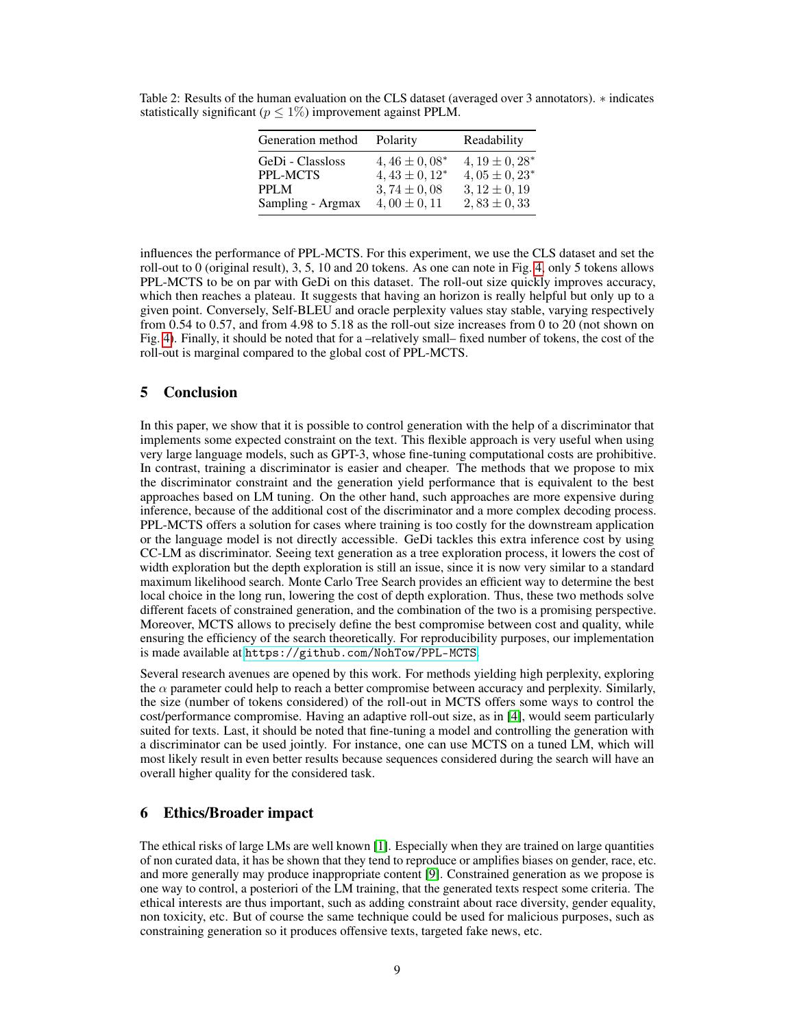Table 2: Results of the human evaluation on the CLS dataset (averaged over 3 annotators). $*$ indicates statistically significant ($p \leq 1\%$) improvement against PPLM.

| Generation method | Polarity | Readability |
|---|---|---|
| GeDi - Classloss | $4,46 \pm 0,08^{*}$ | $4,19 \pm 0,28^{*}$ |
| PPL-MCTS | $4,43 \pm 0,12^{*}$ | $4,05 \pm 0,23^{*}$ |
| PPLM | $3,74 \pm 0,08$ | $3,12 \pm 0,19$ |
| Sampling - Argmax | $4,00 \pm 0,11$ | $2,83 \pm 0,33$ |

influences the performance of PPL-MCTS. For this experiment, we use the CLS dataset and set the roll-out to 0 (original result), 3, 5, 10 and 20 tokens. As one can note in Fig. 4, only 5 tokens allows PPL-MCTS to be on par with GeDi on this dataset. The roll-out size quickly improves accuracy, which then reaches a plateau. It suggests that having an horizon is really helpful but only up to a given point. Conversely, Self-BLEU and oracle perplexity values stay stable, varying respectively from 0.54 to 0.57, and from 4.98 to 5.18 as the roll-out size increases from 0 to 20 (not shown on Fig. 4). Finally, it should be noted that for a –relatively small– fixed number of tokens, the cost of the roll-out is marginal compared to the global cost of PPL-MCTS.

## 5 Conclusion

In this paper, we show that it is possible to control generation with the help of a discriminator that implements some expected constraint on the text. This flexible approach is very useful when using very large language models, such as GPT-3, whose fine-tuning computational costs are prohibitive. In contrast, training a discriminator is easier and cheaper. The methods that we propose to mix the discriminator constraint and the generation yield performance that is equivalent to the best approaches based on LM tuning. On the other hand, such approaches are more expensive during inference, because of the additional cost of the discriminator and a more complex decoding process. PPL-MCTS offers a solution for cases where training is too costly for the downstream application or the language model is not directly accessible. GeDi tackles this extra inference cost by using CC-LM as discriminator. Seeing text generation as a tree exploration process, it lowers the cost of width exploration but the depth exploration is still an issue, since it is now very similar to a standard maximum likelihood search. Monte Carlo Tree Search provides an efficient way to determine the best local choice in the long run, lowering the cost of depth exploration. Thus, these two methods solve different facets of constrained generation, and the combination of the two is a promising perspective. Moreover, MCTS allows to precisely define the best compromise between cost and quality, while ensuring the efficiency of the search theoretically. For reproducibility purposes, our implementation is made available at https://github.com/NohTow/PPL-MCTS.

Several research avenues are opened by this work. For methods yielding high perplexity, exploring the $\alpha$ parameter could help to reach a better compromise between accuracy and perplexity. Similarly, the size (number of tokens considered) of the roll-out in MCTS offers some ways to control the cost/performance compromise. Having an adaptive roll-out size, as in [4], would seem particularly suited for texts. Last, it should be noted that fine-tuning a model and controlling the generation with a discriminator can be used jointly. For instance, one can use MCTS on a tuned LM, which will most likely result in even better results because sequences considered during the search will have an overall higher quality for the considered task.

## 6 Ethics/Broader impact

The ethical risks of large LMs are well known [1]. Especially when they are trained on large quantities of non curated data, it has be shown that they tend to reproduce or amplifies biases on gender, race, etc. and more generally may produce inappropriate content [9]. Constrained generation as we propose is one way to control, a posteriori of the LM training, that the generated texts respect some criteria. The ethical interests are thus important, such as adding constraint about race diversity, gender equality, non toxicity, etc. But of course the same technique could be used for malicious purposes, such as constraining generation so it produces offensive texts, targeted fake news, etc.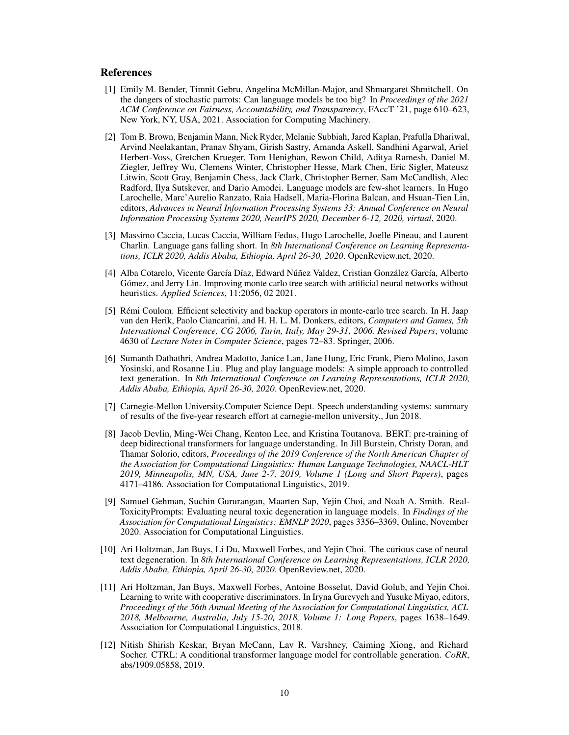## References

[1] Emily M. Bender, Timnit Gebru, Angelina McMillan-Major, and Shmargaret Shmitchell. On the dangers of stochastic parrots: Can language models be too big? In *Proceedings of the 2021 ACM Conference on Fairness, Accountability, and Transparency*, FAccT '21, page 610–623, New York, NY, USA, 2021. Association for Computing Machinery.

[2] Tom B. Brown, Benjamin Mann, Nick Ryder, Melanie Subbiah, Jared Kaplan, Prafulla Dhariwal, Arvind Neelakantan, Pranav Shyam, Girish Sastry, Amanda Askell, Sandhini Agarwal, Ariel Herbert-Voss, Gretchen Krueger, Tom Henighan, Rewon Child, Aditya Ramesh, Daniel M. Ziegler, Jeffrey Wu, Clemens Winter, Christopher Hesse, Mark Chen, Eric Sigler, Mateusz Litwin, Scott Gray, Benjamin Chess, Jack Clark, Christopher Berner, Sam McCandlish, Alec Radford, Ilya Sutskever, and Dario Amodei. Language models are few-shot learners. In Hugo Larochelle, Marc'Aurelio Ranzato, Raia Hadsell, Maria-Florina Balcan, and Hsuan-Tien Lin, editors, *Advances in Neural Information Processing Systems 33: Annual Conference on Neural Information Processing Systems 2020, NeurIPS 2020, December 6-12, 2020, virtual*, 2020.

[3] Massimo Caccia, Lucas Caccia, William Fedus, Hugo Larochelle, Joelle Pineau, and Laurent Charlin. Language gans falling short. In *8th International Conference on Learning Representations, ICLR 2020, Addis Ababa, Ethiopia, April 26-30, 2020*. OpenReview.net, 2020.

[4] Alba Cotarelo, Vicente García Díaz, Edward Núñez Valdez, Cristian González García, Alberto Gómez, and Jerry Lin. Improving monte carlo tree search with artificial neural networks without heuristics. *Applied Sciences*, 11:2056, 02 2021.

[5] Rémi Coulom. Efficient selectivity and backup operators in monte-carlo tree search. In H. Jaap van den Herik, Paolo Ciancarini, and H. H. L. M. Donkers, editors, *Computers and Games, 5th International Conference, CG 2006, Turin, Italy, May 29-31, 2006. Revised Papers*, volume 4630 of *Lecture Notes in Computer Science*, pages 72–83. Springer, 2006.

[6] Sumanth Dathathri, Andrea Madotto, Janice Lan, Jane Hung, Eric Frank, Piero Molino, Jason Yosinski, and Rosanne Liu. Plug and play language models: A simple approach to controlled text generation. In *8th International Conference on Learning Representations, ICLR 2020, Addis Ababa, Ethiopia, April 26-30, 2020*. OpenReview.net, 2020.

[7] Carnegie-Mellon University.Computer Science Dept. Speech understanding systems: summary of results of the five-year research effort at carnegie-mellon university., Jun 2018.

[8] Jacob Devlin, Ming-Wei Chang, Kenton Lee, and Kristina Toutanova. BERT: pre-training of deep bidirectional transformers for language understanding. In Jill Burstein, Christy Doran, and Thamar Solorio, editors, *Proceedings of the 2019 Conference of the North American Chapter of the Association for Computational Linguistics: Human Language Technologies, NAACL-HLT 2019, Minneapolis, MN, USA, June 2-7, 2019, Volume 1 (Long and Short Papers)*, pages 4171–4186. Association for Computational Linguistics, 2019.

[9] Samuel Gehman, Suchin Gururangan, Maarten Sap, Yejin Choi, and Noah A. Smith. RealToxicityPrompts: Evaluating neural toxic degeneration in language models. In *Findings of the Association for Computational Linguistics: EMNLP 2020*, pages 3356–3369, Online, November 2020. Association for Computational Linguistics.

[10] Ari Holtzman, Jan Buys, Li Du, Maxwell Forbes, and Yejin Choi. The curious case of neural text degeneration. In *8th International Conference on Learning Representations, ICLR 2020, Addis Ababa, Ethiopia, April 26-30, 2020*. OpenReview.net, 2020.

[11] Ari Holtzman, Jan Buys, Maxwell Forbes, Antoine Bosselut, David Golub, and Yejin Choi. Learning to write with cooperative discriminators. In Iryna Gurevych and Yusuke Miyao, editors, *Proceedings of the 56th Annual Meeting of the Association for Computational Linguistics, ACL 2018, Melbourne, Australia, July 15-20, 2018, Volume 1: Long Papers*, pages 1638–1649. Association for Computational Linguistics, 2018.

[12] Nitish Shirish Keskar, Bryan McCann, Lav R. Varshney, Caiming Xiong, and Richard Socher. CTRL: A conditional transformer language model for controllable generation. *CoRR*, abs/1909.05858, 2019.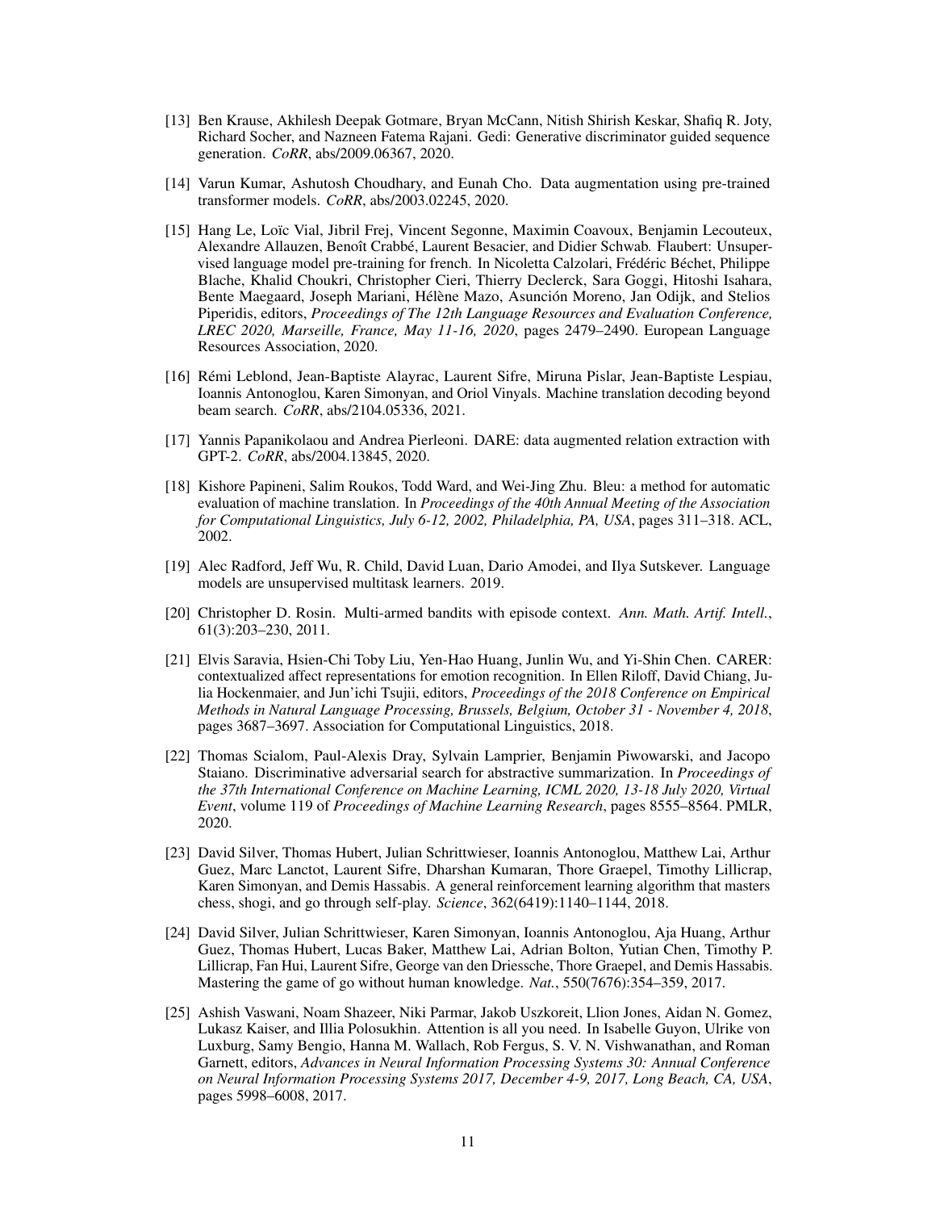[13] Ben Krause, Akhilesh Deepak Gotmare, Bryan McCann, Nitish Shirish Keskar, Shafiq R. Joty, Richard Socher, and Nazneen Fatema Rajani. Gedi: Generative discriminator guided sequence generation. *CoRR*, abs/2009.06367, 2020.

[14] Varun Kumar, Ashutosh Choudhary, and Eunah Cho. Data augmentation using pre-trained transformer models. *CoRR*, abs/2003.02245, 2020.

[15] Hang Le, Loïc Vial, Jibril Frej, Vincent Segonne, Maximin Coavoux, Benjamin Lecouteux, Alexandre Allauzen, Benoît Crabbé, Laurent Besacier, and Didier Schwab. Flaubert: Unsupervised language model pre-training for french. In Nicoletta Calzolari, Frédéric Béchet, Philippe Blache, Khalid Choukri, Christopher Cieri, Thierry Declerck, Sara Goggi, Hitoshi Isahara, Bente Maegaard, Joseph Mariani, Hélène Mazo, Asunción Moreno, Jan Odijk, and Stelios Piperidis, editors, *Proceedings of The 12th Language Resources and Evaluation Conference, LREC 2020, Marseille, France, May 11-16, 2020*, pages 2479–2490. European Language Resources Association, 2020.

[16] Rémi Leblond, Jean-Baptiste Alayrac, Laurent Sifre, Miruna Pislar, Jean-Baptiste Lespiau, Ioannis Antonoglou, Karen Simonyan, and Oriol Vinyals. Machine translation decoding beyond beam search. *CoRR*, abs/2104.05336, 2021.

[17] Yannis Papanikolaou and Andrea Pierleoni. DARE: data augmented relation extraction with GPT-2. *CoRR*, abs/2004.13845, 2020.

[18] Kishore Papineni, Salim Roukos, Todd Ward, and Wei-Jing Zhu. Bleu: a method for automatic evaluation of machine translation. In *Proceedings of the 40th Annual Meeting of the Association for Computational Linguistics, July 6-12, 2002, Philadelphia, PA, USA*, pages 311–318. ACL, 2002.

[19] Alec Radford, Jeff Wu, R. Child, David Luan, Dario Amodei, and Ilya Sutskever. Language models are unsupervised multitask learners. 2019.

[20] Christopher D. Rosin. Multi-armed bandits with episode context. *Ann. Math. Artif. Intell.*, 61(3):203–230, 2011.

[21] Elvis Saravia, Hsien-Chi Toby Liu, Yen-Hao Huang, Junlin Wu, and Yi-Shin Chen. CARER: contextualized affect representations for emotion recognition. In Ellen Riloff, David Chiang, Julia Hockenmaier, and Jun'ichi Tsujii, editors, *Proceedings of the 2018 Conference on Empirical Methods in Natural Language Processing, Brussels, Belgium, October 31 - November 4, 2018*, pages 3687–3697. Association for Computational Linguistics, 2018.

[22] Thomas Scialom, Paul-Alexis Dray, Sylvain Lamprier, Benjamin Piwowarski, and Jacopo Staiano. Discriminative adversarial search for abstractive summarization. In *Proceedings of the 37th International Conference on Machine Learning, ICML 2020, 13-18 July 2020, Virtual Event*, volume 119 of *Proceedings of Machine Learning Research*, pages 8555–8564. PMLR, 2020.

[23] David Silver, Thomas Hubert, Julian Schrittwieser, Ioannis Antonoglou, Matthew Lai, Arthur Guez, Marc Lanctot, Laurent Sifre, Dharshan Kumaran, Thore Graepel, Timothy Lillicrap, Karen Simonyan, and Demis Hassabis. A general reinforcement learning algorithm that masters chess, shogi, and go through self-play. *Science*, 362(6419):1140–1144, 2018.

[24] David Silver, Julian Schrittwieser, Karen Simonyan, Ioannis Antonoglou, Aja Huang, Arthur Guez, Thomas Hubert, Lucas Baker, Matthew Lai, Adrian Bolton, Yutian Chen, Timothy P. Lillicrap, Fan Hui, Laurent Sifre, George van den Driessche, Thore Graepel, and Demis Hassabis. Mastering the game of go without human knowledge. *Nat.*, 550(7676):354–359, 2017.

[25] Ashish Vaswani, Noam Shazeer, Niki Parmar, Jakob Uszkoreit, Llion Jones, Aidan N. Gomez, Lukasz Kaiser, and Illia Polosukhin. Attention is all you need. In Isabelle Guyon, Ulrike von Luxburg, Samy Bengio, Hanna M. Wallach, Rob Fergus, S. V. N. Vishwanathan, and Roman Garnett, editors, *Advances in Neural Information Processing Systems 30: Annual Conference on Neural Information Processing Systems 2017, December 4-9, 2017, Long Beach, CA, USA*, pages 5998–6008, 2017.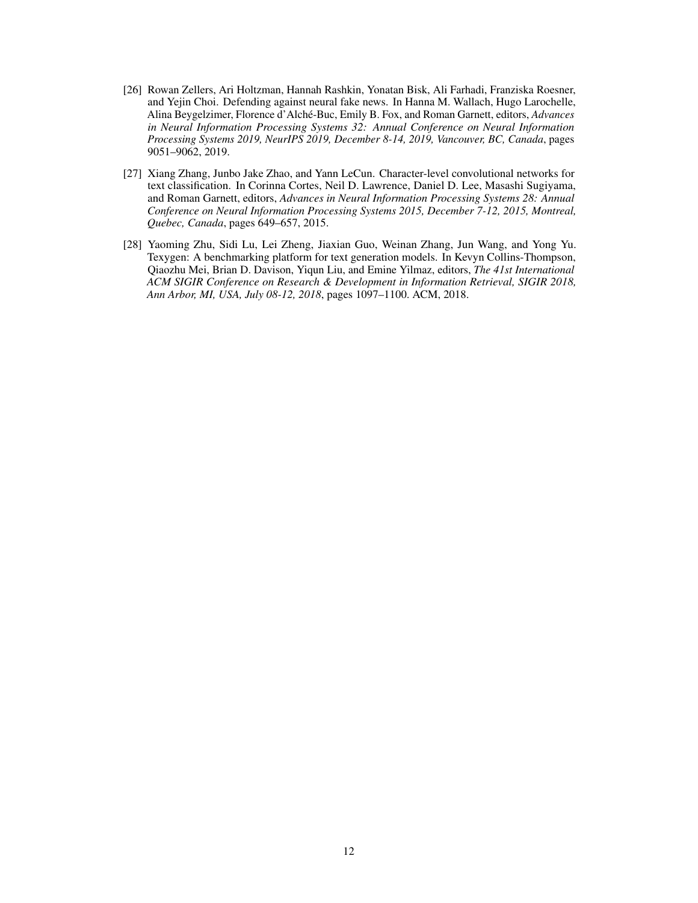[26] Rowan Zellers, Ari Holtzman, Hannah Rashkin, Yonatan Bisk, Ali Farhadi, Franziska Roesner, and Yejin Choi. Defending against neural fake news. In Hanna M. Wallach, Hugo Larochelle, Alina Beygelzimer, Florence d'Alché-Buc, Emily B. Fox, and Roman Garnett, editors, *Advances in Neural Information Processing Systems 32: Annual Conference on Neural Information Processing Systems 2019, NeurIPS 2019, December 8-14, 2019, Vancouver, BC, Canada*, pages 9051–9062, 2019.

[27] Xiang Zhang, Junbo Jake Zhao, and Yann LeCun. Character-level convolutional networks for text classification. In Corinna Cortes, Neil D. Lawrence, Daniel D. Lee, Masashi Sugiyama, and Roman Garnett, editors, *Advances in Neural Information Processing Systems 28: Annual Conference on Neural Information Processing Systems 2015, December 7-12, 2015, Montreal, Quebec, Canada*, pages 649–657, 2015.

[28] Yaoming Zhu, Sidi Lu, Lei Zheng, Jiaxian Guo, Weinan Zhang, Jun Wang, and Yong Yu. Texygen: A benchmarking platform for text generation models. In Kevyn Collins-Thompson, Qiaozhu Mei, Brian D. Davison, Yiqun Liu, and Emine Yilmaz, editors, *The 41st International ACM SIGIR Conference on Research & Development in Information Retrieval, SIGIR 2018, Ann Arbor, MI, USA, July 08-12, 2018*, pages 1097–1100. ACM, 2018.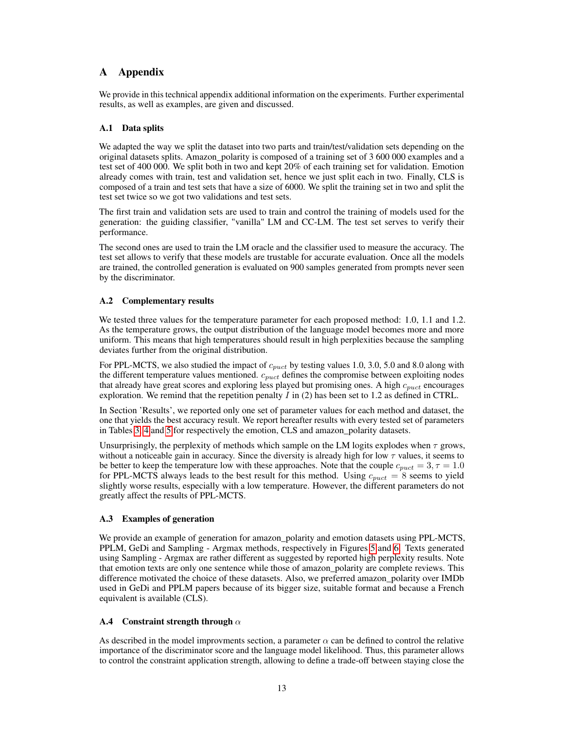# A Appendix

We provide in this technical appendix additional information on the experiments. Further experimental results, as well as examples, are given and discussed.

## A.1 Data splits

We adapted the way we split the dataset into two parts and train/test/validation sets depending on the original datasets splits. Amazon_polarity is composed of a training set of 3 600 000 examples and a test set of 400 000. We split both in two and kept 20% of each training set for validation. Emotion already comes with train, test and validation set, hence we just split each in two. Finally, CLS is composed of a train and test sets that have a size of 6000. We split the training set in two and split the test set twice so we got two validations and test sets.

The first train and validation sets are used to train and control the training of models used for the generation: the guiding classifier, "vanilla" LM and CC-LM. The test set serves to verify their performance.

The second ones are used to train the LM oracle and the classifier used to measure the accuracy. The test set allows to verify that these models are trustable for accurate evaluation. Once all the models are trained, the controlled generation is evaluated on 900 samples generated from prompts never seen by the discriminator.

## A.2 Complementary results

We tested three values for the temperature parameter for each proposed method: 1.0, 1.1 and 1.2. As the temperature grows, the output distribution of the language model becomes more and more uniform. This means that high temperatures should result in high perplexities because the sampling deviates further from the original distribution.

For PPL-MCTS, we also studied the impact of $c_{puct}$ by testing values 1.0, 3.0, 5.0 and 8.0 along with the different temperature values mentioned. $c_{puct}$ defines the compromise between exploiting nodes that already have great scores and exploring less played but promising ones. A high $c_{puct}$ encourages exploration. We remind that the repetition penalty $I$ in (2) has been set to 1.2 as defined in CTRL.

In Section 'Results', we reported only one set of parameter values for each method and dataset, the one that yields the best accuracy result. We report hereafter results with every tested set of parameters in Tables 3, 4 and 5 for respectively the emotion, CLS and amazon_polarity datasets.

Unsurprisingly, the perplexity of methods which sample on the LM logits explodes when $\tau$ grows, without a noticeable gain in accuracy. Since the diversity is already high for low $\tau$ values, it seems to be better to keep the temperature low with these approaches. Note that the couple $c_{puct} = 3, \tau = 1.0$ for PPL-MCTS always leads to the best result for this method. Using $c_{puct} = 8$ seems to yield slightly worse results, especially with a low temperature. However, the different parameters do not greatly affect the results of PPL-MCTS.

## A.3 Examples of generation

We provide an example of generation for amazon_polarity and emotion datasets using PPL-MCTS, PPLM, GeDi and Sampling - Argmax methods, respectively in Figures 5 and 6. Texts generated using Sampling - Argmax are rather different as suggested by reported high perplexity results. Note that emotion texts are only one sentence while those of amazon_polarity are complete reviews. This difference motivated the choice of these datasets. Also, we preferred amazon_polarity over IMDb used in GeDi and PPLM papers because of its bigger size, suitable format and because a French equivalent is available (CLS).

## A.4 Constraint strength through $\alpha$

As described in the model improvments section, a parameter $\alpha$ can be defined to control the relative importance of the discriminator score and the language model likelihood. Thus, this parameter allows to control the constraint application strength, allowing to define a trade-off between staying close the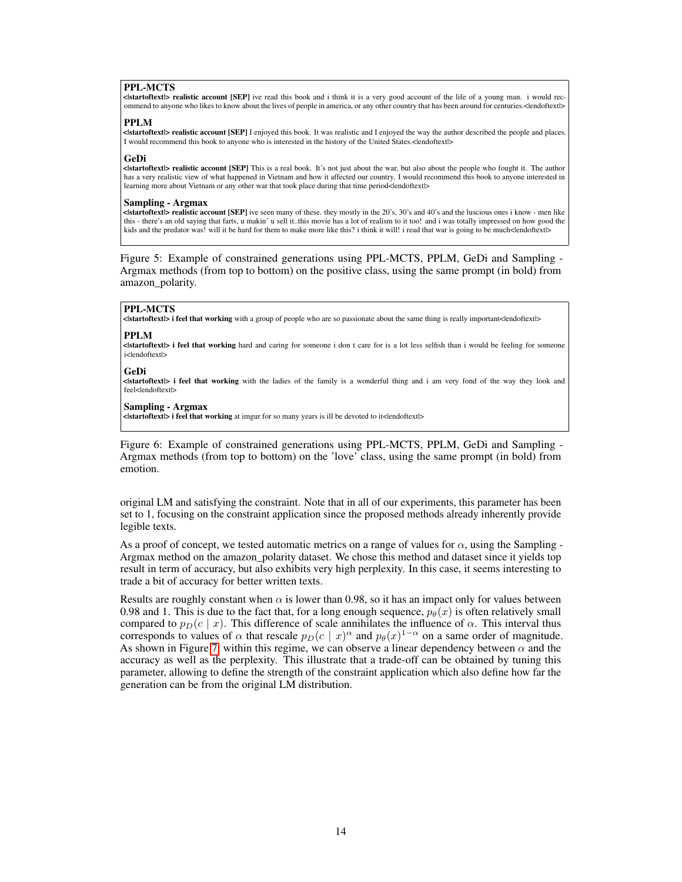**PPL-MCTS**
**<|startoftext|> realistic account [SEP]** ive read this book and i think it is a very good account of the life of a young man. i would recommend to anyone who likes to know about the lives of people in america, or any other country that has been around for centuries.<|endoftext|>

**PPLM**
**<|startoftext|> realistic account [SEP]** I enjoyed this book. It was realistic and I enjoyed the way the author described the people and places. I would recommend this book to anyone who is interested in the history of the United States.<|endoftext|>

**GeDi**
**<|startoftext|> realistic account [SEP]** This is a real book. It's not just about the war, but also about the people who fought it. The author has a very realistic view of what happened in Vietnam and how it affected our country. I would recommend this book to anyone interested in learning more about Vietnam or any other war that took place during that time period<|endoftext|>

**Sampling - Argmax**
**<|startoftext|> realistic account [SEP]** ive seen many of these. they mostly in the 20's, 30's and 40's and the luscious ones i know - men like this - there's an old saying that farts, u makin' u sell it..this movie has a lot of realism to it too! and i was totally impressed on how good the kids and the predator was! will it be hard for them to make more like this? i think it will! i read that war is going to be much<|endoftext|>

Figure 5: Example of constrained generations using PPL-MCTS, PPLM, GeDi and Sampling - Argmax methods (from top to bottom) on the positive class, using the same prompt (in bold) from amazon_polarity.

**PPL-MCTS**
**<|startoftext|> i feel that working** with a group of people who are so passionate about the same thing is really important<|endoftext|>

**PPLM**
**<|startoftext|> i feel that working** hard and caring for someone i don t care for is a lot less selfish than i would be feeling for someone i<|endoftext|>

**GeDi**
**<|startoftext|> i feel that working** with the ladies of the family is a wonderful thing and i am very fond of the way they look and feel<|endoftext|>

**Sampling - Argmax**
**<|startoftext|> i feel that working** at imgur for so many years is ill be devoted to it<|endoftext|>

Figure 6: Example of constrained generations using PPL-MCTS, PPLM, GeDi and Sampling - Argmax methods (from top to bottom) on the 'love' class, using the same prompt (in bold) from emotion.

original LM and satisfying the constraint. Note that in all of our experiments, this parameter has been set to 1, focusing on the constraint application since the proposed methods already inherently provide legible texts.

As a proof of concept, we tested automatic metrics on a range of values for $\alpha$, using the Sampling - Argmax method on the amazon_polarity dataset. We chose this method and dataset since it yields top result in term of accuracy, but also exhibits very high perplexity. In this case, it seems interesting to trade a bit of accuracy for better written texts.

Results are roughly constant when $\alpha$ is lower than 0.98, so it has an impact only for values between 0.98 and 1. This is due to the fact that, for a long enough sequence, $p_\theta(x)$ is often relatively small compared to $p_D(c \mid x)$. This difference of scale annihilates the influence of $\alpha$. This interval thus corresponds to values of $\alpha$ that rescale $p_D(c \mid x)^\alpha$ and $p_\theta(x)^{1-\alpha}$ on a same order of magnitude. As shown in Figure 7, within this regime, we can observe a linear dependency between $\alpha$ and the accuracy as well as the perplexity. This illustrate that a trade-off can be obtained by tuning this parameter, allowing to define the strength of the constraint application which also define how far the generation can be from the original LM distribution.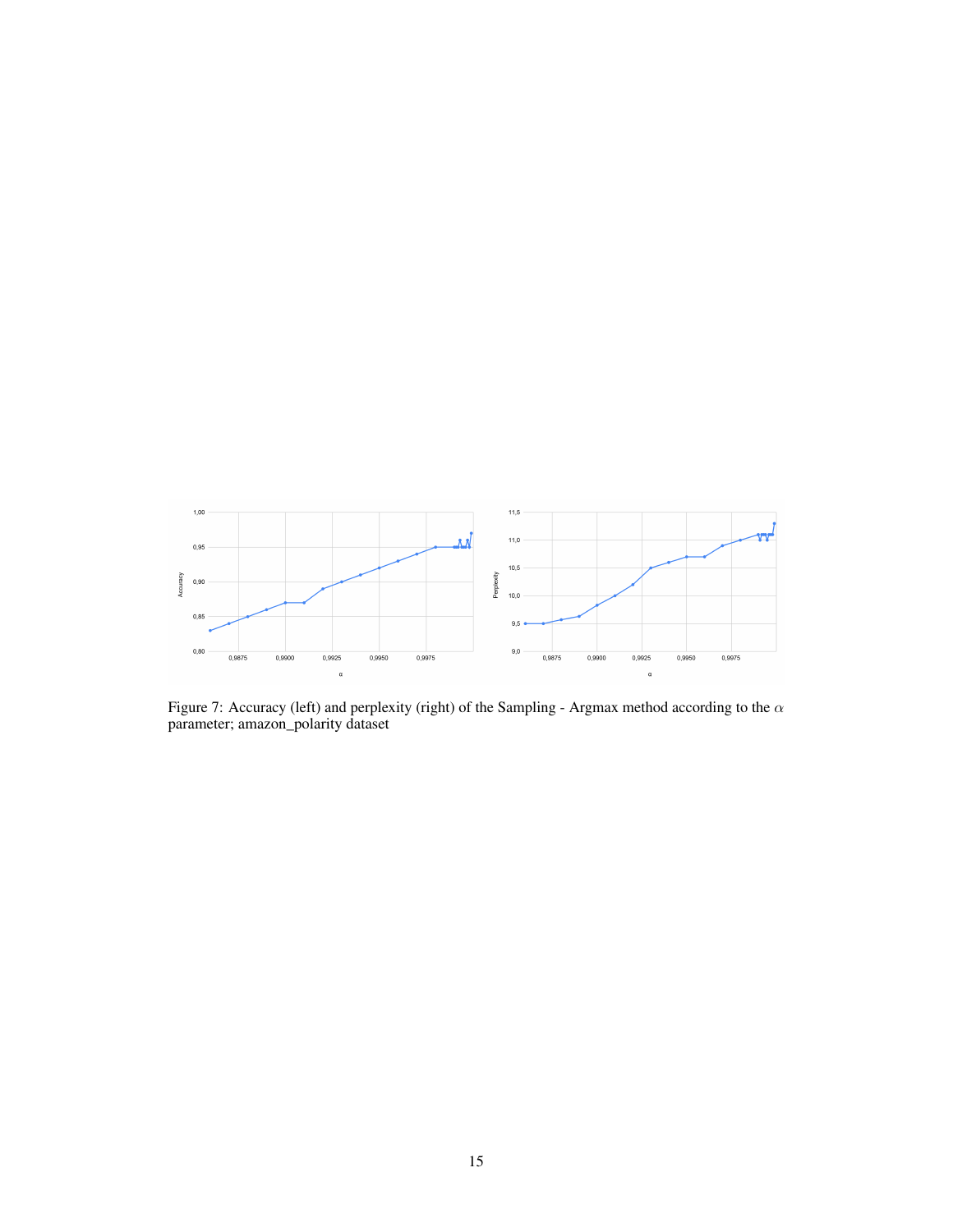Figure 7: Accuracy (left) and perplexity (right) of the Sampling - Argmax method according to the $\alpha$ parameter; amazon_polarity dataset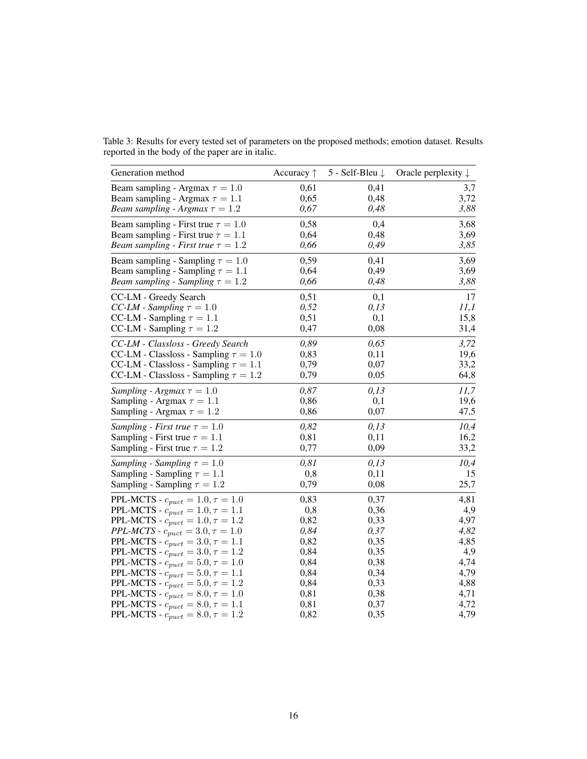Table 3: Results for every tested set of parameters on the proposed methods; emotion dataset. Results reported in the body of the paper are in italic.

| Generation method | Accuracy ↑ | 5 - Self-Bleu ↓ | Oracle perplexity ↓ |
|---|---|---|---|
| Beam sampling - Argmax $\tau = 1.0$ | 0,61 | 0,41 | 3,7 |
| Beam sampling - Argmax $\tau = 1.1$ | 0,65 | 0,48 | 3,72 |
| *Beam sampling - Argmax* $\tau = 1.2$ | *0,67* | *0,48* | *3,88* |
| Beam sampling - First true $\tau = 1.0$ | 0,58 | 0,4 | 3,68 |
| Beam sampling - First true $\tau = 1.1$ | 0,64 | 0,48 | 3,69 |
| *Beam sampling - First true* $\tau = 1.2$ | *0,66* | *0,49* | *3,85* |
| Beam sampling - Sampling $\tau = 1.0$ | 0,59 | 0,41 | 3,69 |
| Beam sampling - Sampling $\tau = 1.1$ | 0,64 | 0,49 | 3,69 |
| *Beam sampling - Sampling* $\tau = 1.2$ | *0,66* | *0,48* | *3,88* |
| CC-LM - Greedy Search | 0,51 | 0,1 | 17 |
| *CC-LM - Sampling* $\tau = 1.0$ | *0,52* | *0,13* | *11,1* |
| CC-LM - Sampling $\tau = 1.1$ | 0,51 | 0,1 | 15,8 |
| CC-LM - Sampling $\tau = 1.2$ | 0,47 | 0,08 | 31,4 |
| *CC-LM - Classloss - Greedy Search* | *0,89* | *0,65* | *3,72* |
| CC-LM - Classloss - Sampling $\tau = 1.0$ | 0,83 | 0,11 | 19,6 |
| CC-LM - Classloss - Sampling $\tau = 1.1$ | 0,79 | 0,07 | 33,2 |
| CC-LM - Classloss - Sampling $\tau = 1.2$ | 0,79 | 0,05 | 64,8 |
| *Sampling - Argmax* $\tau = 1.0$ | *0,87* | *0,13* | *11,7* |
| Sampling - Argmax $\tau = 1.1$ | 0,86 | 0,1 | 19,6 |
| Sampling - Argmax $\tau = 1.2$ | 0,86 | 0,07 | 47,5 |
| *Sampling - First true* $\tau = 1.0$ | *0,82* | *0,13* | *10,4* |
| Sampling - First true $\tau = 1.1$ | 0,81 | 0,11 | 16,2 |
| Sampling - First true $\tau = 1.2$ | 0,77 | 0,09 | 33,2 |
| *Sampling - Sampling* $\tau = 1.0$ | *0,81* | *0,13* | *10,4* |
| Sampling - Sampling $\tau = 1.1$ | 0,8 | 0,11 | 15 |
| Sampling - Sampling $\tau = 1.2$ | 0,79 | 0,08 | 25,7 |
| PPL-MCTS - $c_{puct} = 1.0, \tau = 1.0$ | 0,83 | 0,37 | 4,81 |
| PPL-MCTS - $c_{puct} = 1.0, \tau = 1.1$ | 0,8 | 0,36 | 4,9 |
| PPL-MCTS - $c_{puct} = 1.0, \tau = 1.2$ | 0,82 | 0,33 | 4,97 |
| *PPL-MCTS* - $c_{puct} = 3.0, \tau = 1.0$ | *0,84* | *0,37* | *4,82* |
| PPL-MCTS - $c_{puct} = 3.0, \tau = 1.1$ | 0,82 | 0,35 | 4,85 |
| PPL-MCTS - $c_{puct} = 3.0, \tau = 1.2$ | 0,84 | 0,35 | 4,9 |
| PPL-MCTS - $c_{puct} = 5.0, \tau = 1.0$ | 0,84 | 0,38 | 4,74 |
| PPL-MCTS - $c_{puct} = 5.0, \tau = 1.1$ | 0,84 | 0,34 | 4,79 |
| PPL-MCTS - $c_{puct} = 5.0, \tau = 1.2$ | 0,84 | 0,33 | 4,88 |
| PPL-MCTS - $c_{puct} = 8.0, \tau = 1.0$ | 0,81 | 0,38 | 4,71 |
| PPL-MCTS - $c_{puct} = 8.0, \tau = 1.1$ | 0,81 | 0,37 | 4,72 |
| PPL-MCTS - $c_{puct} = 8.0, \tau = 1.2$ | 0,82 | 0,35 | 4,79 |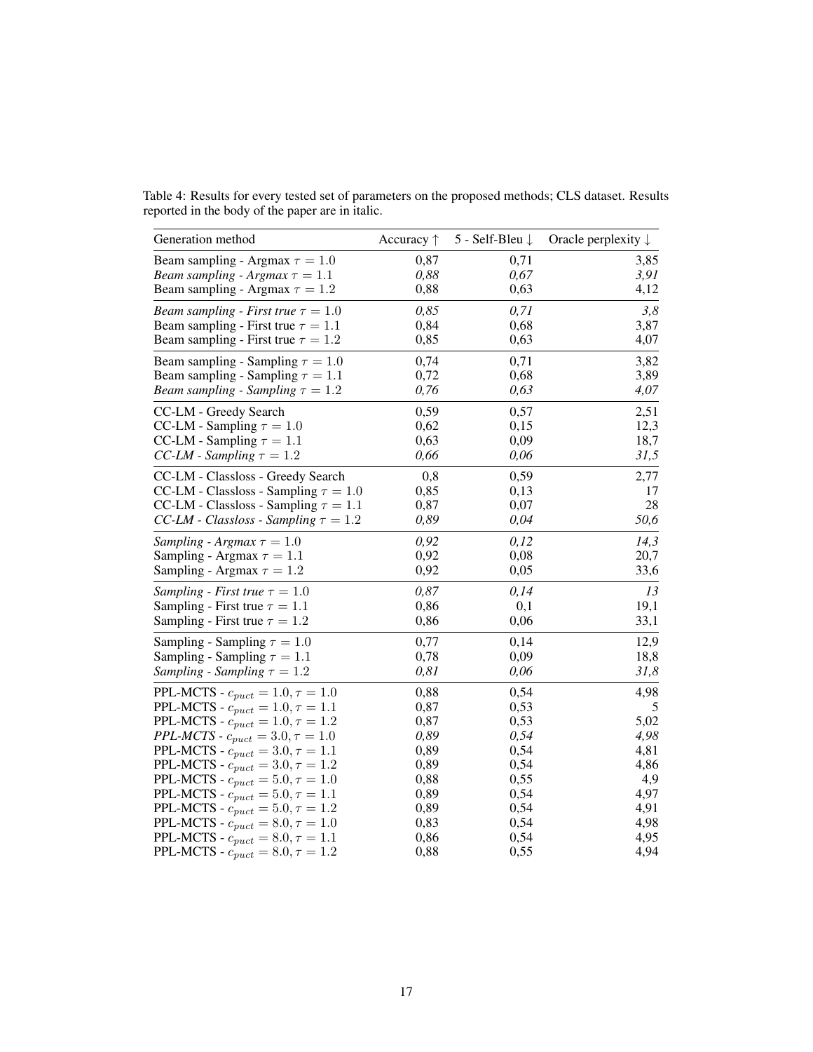Table 4: Results for every tested set of parameters on the proposed methods; CLS dataset. Results reported in the body of the paper are in italic.

| Generation method | Accuracy ↑ | 5 - Self-Bleu ↓ | Oracle perplexity ↓ |
|---|---|---|---|
| Beam sampling - Argmax $\tau = 1.0$ | 0,87 | 0,71 | 3,85 |
| *Beam sampling - Argmax $\tau = 1.1$* | *0,88* | *0,67* | *3,91* |
| Beam sampling - Argmax $\tau = 1.2$ | 0,88 | 0,63 | 4,12 |
| *Beam sampling - First true $\tau = 1.0$* | *0,85* | *0,71* | *3,8* |
| Beam sampling - First true $\tau = 1.1$ | 0,84 | 0,68 | 3,87 |
| Beam sampling - First true $\tau = 1.2$ | 0,85 | 0,63 | 4,07 |
| Beam sampling - Sampling $\tau = 1.0$ | 0,74 | 0,71 | 3,82 |
| Beam sampling - Sampling $\tau = 1.1$ | 0,72 | 0,68 | 3,89 |
| *Beam sampling - Sampling $\tau = 1.2$* | *0,76* | *0,63* | *4,07* |
| CC-LM - Greedy Search | 0,59 | 0,57 | 2,51 |
| CC-LM - Sampling $\tau = 1.0$ | 0,62 | 0,15 | 12,3 |
| CC-LM - Sampling $\tau = 1.1$ | 0,63 | 0,09 | 18,7 |
| *CC-LM - Sampling $\tau = 1.2$* | *0,66* | *0,06* | *31,5* |
| CC-LM - Classloss - Greedy Search | 0,8 | 0,59 | 2,77 |
| CC-LM - Classloss - Sampling $\tau = 1.0$ | 0,85 | 0,13 | 17 |
| CC-LM - Classloss - Sampling $\tau = 1.1$ | 0,87 | 0,07 | 28 |
| *CC-LM - Classloss - Sampling $\tau = 1.2$* | *0,89* | *0,04* | *50,6* |
| *Sampling - Argmax $\tau = 1.0$* | *0,92* | *0,12* | *14,3* |
| Sampling - Argmax $\tau = 1.1$ | 0,92 | 0,08 | 20,7 |
| Sampling - Argmax $\tau = 1.2$ | 0,92 | 0,05 | 33,6 |
| *Sampling - First true $\tau = 1.0$* | *0,87* | *0,14* | *13* |
| Sampling - First true $\tau = 1.1$ | 0,86 | 0,1 | 19,1 |
| Sampling - First true $\tau = 1.2$ | 0,86 | 0,06 | 33,1 |
| Sampling - Sampling $\tau = 1.0$ | 0,77 | 0,14 | 12,9 |
| Sampling - Sampling $\tau = 1.1$ | 0,78 | 0,09 | 18,8 |
| *Sampling - Sampling $\tau = 1.2$* | *0,81* | *0,06* | *31,8* |
| PPL-MCTS - $c_{puct} = 1.0, \tau = 1.0$ | 0,88 | 0,54 | 4,98 |
| PPL-MCTS - $c_{puct} = 1.0, \tau = 1.1$ | 0,87 | 0,53 | 5 |
| PPL-MCTS - $c_{puct} = 1.0, \tau = 1.2$ | 0,87 | 0,53 | 5,02 |
| *PPL-MCTS - $c_{puct} = 3.0, \tau = 1.0$* | *0,89* | *0,54* | *4,98* |
| PPL-MCTS - $c_{puct} = 3.0, \tau = 1.1$ | 0,89 | 0,54 | 4,81 |
| PPL-MCTS - $c_{puct} = 3.0, \tau = 1.2$ | 0,89 | 0,54 | 4,86 |
| PPL-MCTS - $c_{puct} = 5.0, \tau = 1.0$ | 0,88 | 0,55 | 4,9 |
| PPL-MCTS - $c_{puct} = 5.0, \tau = 1.1$ | 0,89 | 0,54 | 4,97 |
| PPL-MCTS - $c_{puct} = 5.0, \tau = 1.2$ | 0,89 | 0,54 | 4,91 |
| PPL-MCTS - $c_{puct} = 8.0, \tau = 1.0$ | 0,83 | 0,54 | 4,98 |
| PPL-MCTS - $c_{puct} = 8.0, \tau = 1.1$ | 0,86 | 0,54 | 4,95 |
| PPL-MCTS - $c_{puct} = 8.0, \tau = 1.2$ | 0,88 | 0,55 | 4,94 |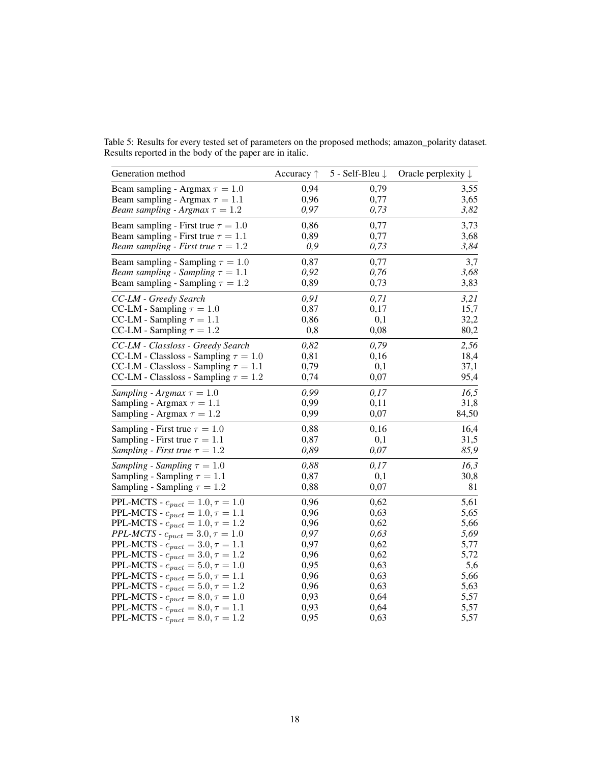Table 5: Results for every tested set of parameters on the proposed methods; amazon_polarity dataset. Results reported in the body of the paper are in italic.

| Generation method | Accuracy ↑ | 5 - Self-Bleu ↓ | Oracle perplexity ↓ |
|---|---|---|---|
| Beam sampling - Argmax $\tau = 1.0$ | 0,94 | 0,79 | 3,55 |
| Beam sampling - Argmax $\tau = 1.1$ | 0,96 | 0,77 | 3,65 |
| *Beam sampling - Argmax* $\tau = 1.2$ | *0,97* | *0,73* | *3,82* |
| Beam sampling - First true $\tau = 1.0$ | 0,86 | 0,77 | 3,73 |
| Beam sampling - First true $\tau = 1.1$ | 0,89 | 0,77 | 3,68 |
| *Beam sampling - First true* $\tau = 1.2$ | *0,9* | *0,73* | *3,84* |
| Beam sampling - Sampling $\tau = 1.0$ | 0,87 | 0,77 | 3,7 |
| *Beam sampling - Sampling* $\tau = 1.1$ | *0,92* | *0,76* | *3,68* |
| Beam sampling - Sampling $\tau = 1.2$ | 0,89 | 0,73 | 3,83 |
| *CC-LM - Greedy Search* | *0,91* | *0,71* | *3,21* |
| CC-LM - Sampling $\tau = 1.0$ | 0,87 | 0,17 | 15,7 |
| CC-LM - Sampling $\tau = 1.1$ | 0,86 | 0,1 | 32,2 |
| CC-LM - Sampling $\tau = 1.2$ | 0,8 | 0,08 | 80,2 |
| *CC-LM - Classloss - Greedy Search* | *0,82* | *0,79* | *2,56* |
| CC-LM - Classloss - Sampling $\tau = 1.0$ | 0,81 | 0,16 | 18,4 |
| CC-LM - Classloss - Sampling $\tau = 1.1$ | 0,79 | 0,1 | 37,1 |
| CC-LM - Classloss - Sampling $\tau = 1.2$ | 0,74 | 0,07 | 95,4 |
| *Sampling - Argmax* $\tau = 1.0$ | *0,99* | *0,17* | *16,5* |
| Sampling - Argmax $\tau = 1.1$ | 0,99 | 0,11 | 31,8 |
| Sampling - Argmax $\tau = 1.2$ | 0,99 | 0,07 | 84,50 |
| Sampling - First true $\tau = 1.0$ | 0,88 | 0,16 | 16,4 |
| Sampling - First true $\tau = 1.1$ | 0,87 | 0,1 | 31,5 |
| *Sampling - First true* $\tau = 1.2$ | *0,89* | *0,07* | *85,9* |
| *Sampling - Sampling* $\tau = 1.0$ | *0,88* | *0,17* | *16,3* |
| Sampling - Sampling $\tau = 1.1$ | 0,87 | 0,1 | 30,8 |
| Sampling - Sampling $\tau = 1.2$ | 0,88 | 0,07 | 81 |
| PPL-MCTS - $c_{puct} = 1.0, \tau = 1.0$ | 0,96 | 0,62 | 5,61 |
| PPL-MCTS - $c_{puct} = 1.0, \tau = 1.1$ | 0,96 | 0,63 | 5,65 |
| PPL-MCTS - $c_{puct} = 1.0, \tau = 1.2$ | 0,96 | 0,62 | 5,66 |
| *PPL-MCTS* - $c_{puct} = 3.0, \tau = 1.0$ | *0,97* | *0,63* | *5,69* |
| PPL-MCTS - $c_{puct} = 3.0, \tau = 1.1$ | 0,97 | 0,62 | 5,77 |
| PPL-MCTS - $c_{puct} = 3.0, \tau = 1.2$ | 0,96 | 0,62 | 5,72 |
| PPL-MCTS - $c_{puct} = 5.0, \tau = 1.0$ | 0,95 | 0,63 | 5,6 |
| PPL-MCTS - $c_{puct} = 5.0, \tau = 1.1$ | 0,96 | 0,63 | 5,66 |
| PPL-MCTS - $c_{puct} = 5.0, \tau = 1.2$ | 0,96 | 0,63 | 5,63 |
| PPL-MCTS - $c_{puct} = 8.0, \tau = 1.0$ | 0,93 | 0,64 | 5,57 |
| PPL-MCTS - $c_{puct} = 8.0, \tau = 1.1$ | 0,93 | 0,64 | 5,57 |
| PPL-MCTS - $c_{puct} = 8.0, \tau = 1.2$ | 0,95 | 0,63 | 5,57 |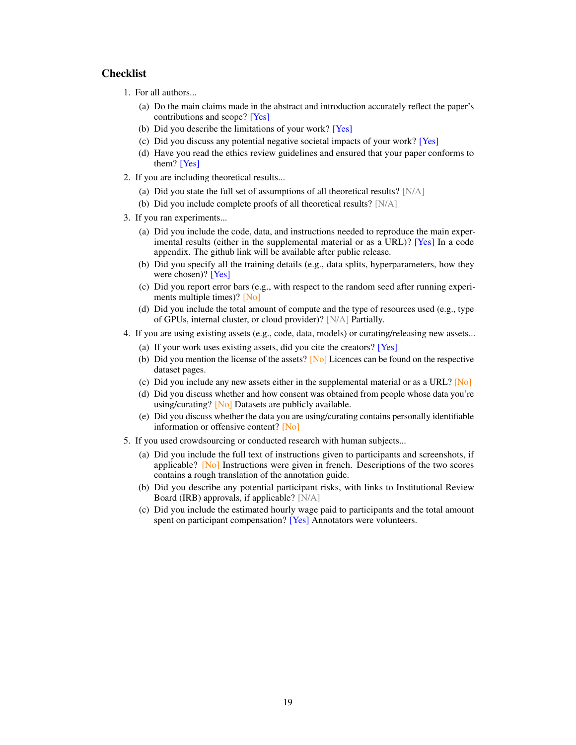## Checklist

1. For all authors...
   (a) Do the main claims made in the abstract and introduction accurately reflect the paper's contributions and scope? [Yes]
   (b) Did you describe the limitations of your work? [Yes]
   (c) Did you discuss any potential negative societal impacts of your work? [Yes]
   (d) Have you read the ethics review guidelines and ensured that your paper conforms to them? [Yes]
2. If you are including theoretical results...
   (a) Did you state the full set of assumptions of all theoretical results? [N/A]
   (b) Did you include complete proofs of all theoretical results? [N/A]
3. If you ran experiments...
   (a) Did you include the code, data, and instructions needed to reproduce the main experimental results (either in the supplemental material or as a URL)? [Yes] In a code appendix. The github link will be available after public release.
   (b) Did you specify all the training details (e.g., data splits, hyperparameters, how they were chosen)? [Yes]
   (c) Did you report error bars (e.g., with respect to the random seed after running experiments multiple times)? [No]
   (d) Did you include the total amount of compute and the type of resources used (e.g., type of GPUs, internal cluster, or cloud provider)? [N/A] Partially.
4. If you are using existing assets (e.g., code, data, models) or curating/releasing new assets...
   (a) If your work uses existing assets, did you cite the creators? [Yes]
   (b) Did you mention the license of the assets? [No] Licences can be found on the respective dataset pages.
   (c) Did you include any new assets either in the supplemental material or as a URL? [No]
   (d) Did you discuss whether and how consent was obtained from people whose data you're using/curating? [No] Datasets are publicly available.
   (e) Did you discuss whether the data you are using/curating contains personally identifiable information or offensive content? [No]
5. If you used crowdsourcing or conducted research with human subjects...
   (a) Did you include the full text of instructions given to participants and screenshots, if applicable? [No] Instructions were given in french. Descriptions of the two scores contains a rough translation of the annotation guide.
   (b) Did you describe any potential participant risks, with links to Institutional Review Board (IRB) approvals, if applicable? [N/A]
   (c) Did you include the estimated hourly wage paid to participants and the total amount spent on participant compensation? [Yes] Annotators were volunteers.